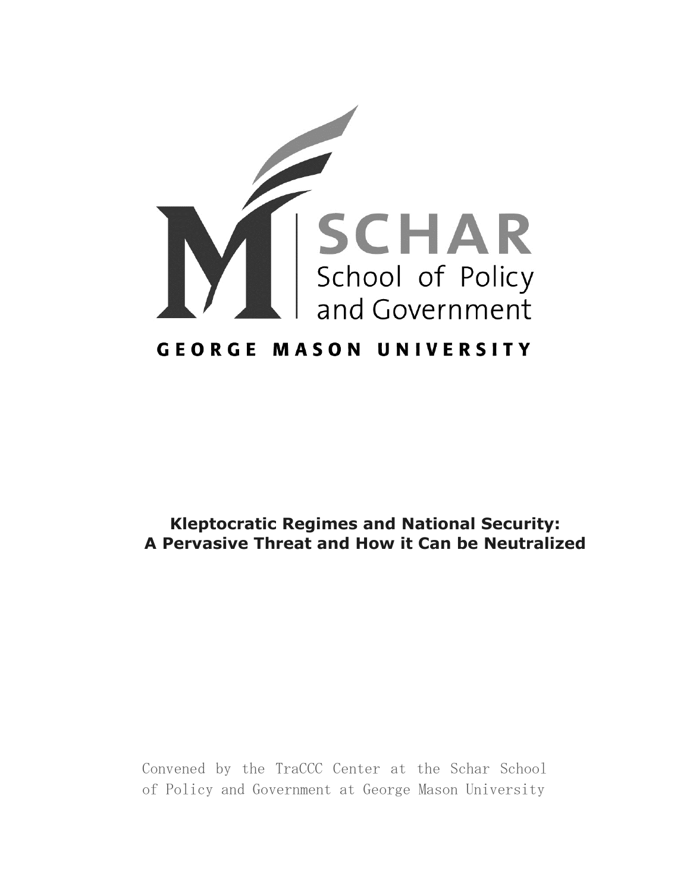SCHAR
School of Policy
and Government

GEORGE MASON UNIVERSITY

**Kleptocratic Regimes and National Security: A Pervasive Threat and How it Can be Neutralized**

Convened by the TraCCC Center at the Schar School of Policy and Government at George Mason University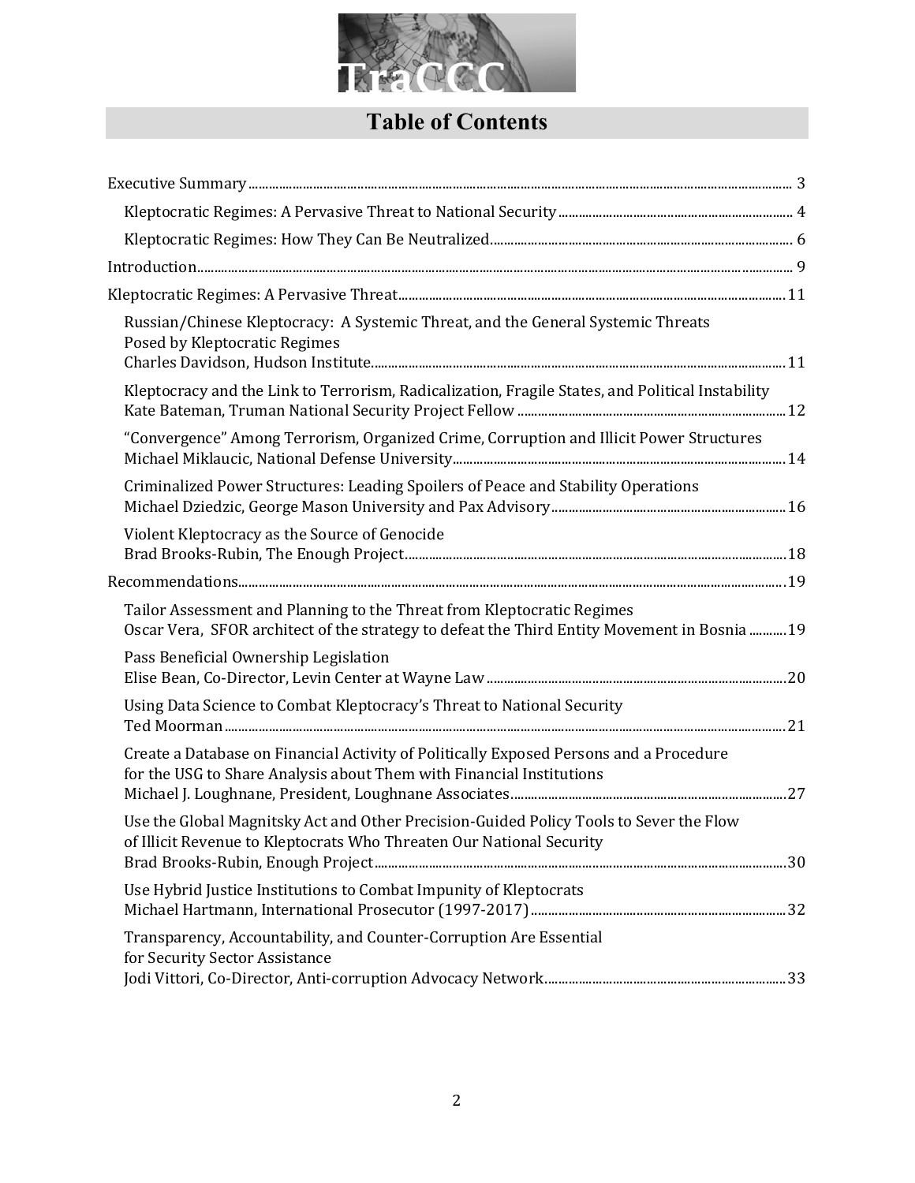# Table of Contents

Executive Summary ........ 3

- Kleptocratic Regimes: A Pervasive Threat to National Security ........ 4
- Kleptocratic Regimes: How They Can Be Neutralized ........ 6

Introduction ........ 9

Kleptocratic Regimes: A Pervasive Threat ........ 11

- Russian/Chinese Kleptocracy: A Systemic Threat, and the General Systemic Threats Posed by Kleptocratic Regimes
  Charles Davidson, Hudson Institute ........ 11
- Kleptocracy and the Link to Terrorism, Radicalization, Fragile States, and Political Instability
  Kate Bateman, Truman National Security Project Fellow ........ 12
- "Convergence" Among Terrorism, Organized Crime, Corruption and Illicit Power Structures
  Michael Miklaucic, National Defense University ........ 14
- Criminalized Power Structures: Leading Spoilers of Peace and Stability Operations
  Michael Dziedzic, George Mason University and Pax Advisory ........ 16
- Violent Kleptocracy as the Source of Genocide
  Brad Brooks-Rubin, The Enough Project ........ 18

Recommendations ........ 19

- Tailor Assessment and Planning to the Threat from Kleptocratic Regimes
  Oscar Vera, SFOR architect of the strategy to defeat the Third Entity Movement in Bosnia ........ 19
- Pass Beneficial Ownership Legislation
  Elise Bean, Co-Director, Levin Center at Wayne Law ........ 20
- Using Data Science to Combat Kleptocracy's Threat to National Security
  Ted Moorman ........ 21
- Create a Database on Financial Activity of Politically Exposed Persons and a Procedure for the USG to Share Analysis about Them with Financial Institutions
  Michael J. Loughnane, President, Loughnane Associates ........ 27
- Use the Global Magnitsky Act and Other Precision-Guided Policy Tools to Sever the Flow of Illicit Revenue to Kleptocrats Who Threaten Our National Security
  Brad Brooks-Rubin, Enough Project ........ 30
- Use Hybrid Justice Institutions to Combat Impunity of Kleptocrats
  Michael Hartmann, International Prosecutor (1997-2017) ........ 32
- Transparency, Accountability, and Counter-Corruption Are Essential for Security Sector Assistance
  Jodi Vittori, Co-Director, Anti-corruption Advocacy Network ........ 33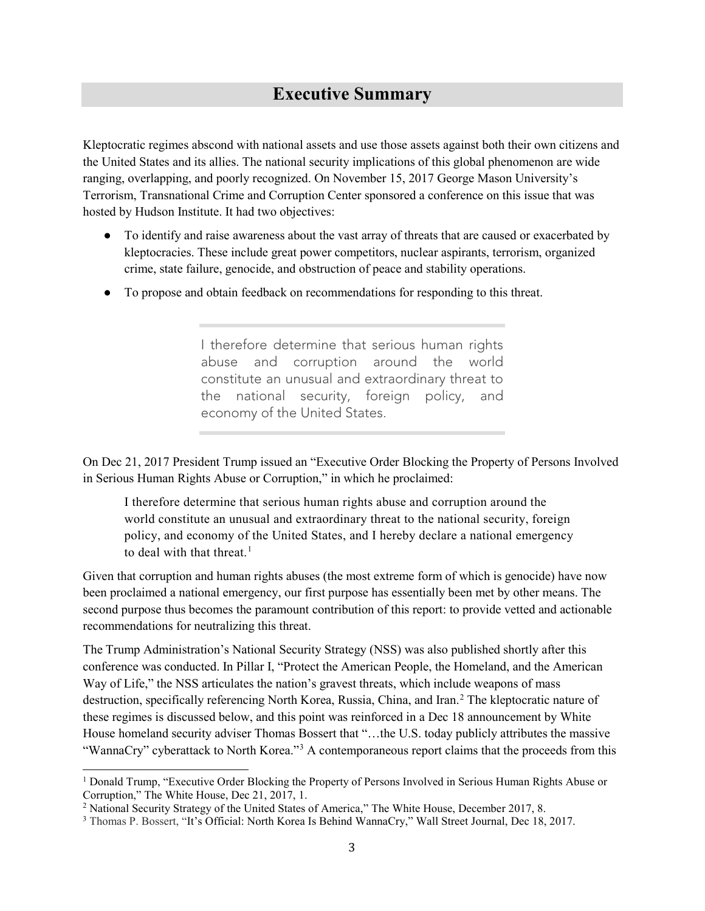## Executive Summary

Kleptocratic regimes abscond with national assets and use those assets against both their own citizens and the United States and its allies. The national security implications of this global phenomenon are wide ranging, overlapping, and poorly recognized. On November 15, 2017 George Mason University's Terrorism, Transnational Crime and Corruption Center sponsored a conference on this issue that was hosted by Hudson Institute. It had two objectives:

- To identify and raise awareness about the vast array of threats that are caused or exacerbated by kleptocracies. These include great power competitors, nuclear aspirants, terrorism, organized crime, state failure, genocide, and obstruction of peace and stability operations.
- To propose and obtain feedback on recommendations for responding to this threat.

> I therefore determine that serious human rights abuse and corruption around the world constitute an unusual and extraordinary threat to the national security, foreign policy, and economy of the United States.

On Dec 21, 2017 President Trump issued an "Executive Order Blocking the Property of Persons Involved in Serious Human Rights Abuse or Corruption," in which he proclaimed:

> I therefore determine that serious human rights abuse and corruption around the world constitute an unusual and extraordinary threat to the national security, foreign policy, and economy of the United States, and I hereby declare a national emergency to deal with that threat.[1]

Given that corruption and human rights abuses (the most extreme form of which is genocide) have now been proclaimed a national emergency, our first purpose has essentially been met by other means. The second purpose thus becomes the paramount contribution of this report: to provide vetted and actionable recommendations for neutralizing this threat.

The Trump Administration's National Security Strategy (NSS) was also published shortly after this conference was conducted. In Pillar I, "Protect the American People, the Homeland, and the American Way of Life," the NSS articulates the nation's gravest threats, which include weapons of mass destruction, specifically referencing North Korea, Russia, China, and Iran.[2] The kleptocratic nature of these regimes is discussed below, and this point was reinforced in a Dec 18 announcement by White House homeland security adviser Thomas Bossert that "…the U.S. today publicly attributes the massive "WannaCry" cyberattack to North Korea."[3] A contemporaneous report claims that the proceeds from this

---

[1] Donald Trump, "Executive Order Blocking the Property of Persons Involved in Serious Human Rights Abuse or Corruption," The White House, Dec 21, 2017, 1.

[2] National Security Strategy of the United States of America," The White House, December 2017, 8.

[3] Thomas P. Bossert, "It's Official: North Korea Is Behind WannaCry," Wall Street Journal, Dec 18, 2017.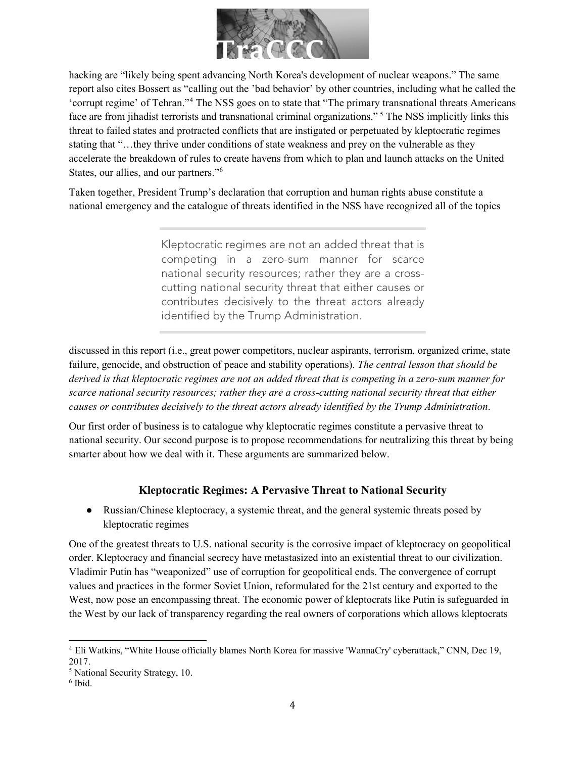hacking are "likely being spent advancing North Korea's development of nuclear weapons." The same report also cites Bossert as "calling out the 'bad behavior' by other countries, including what he called the 'corrupt regime' of Tehran."[4] The NSS goes on to state that "The primary transnational threats Americans face are from jihadist terrorists and transnational criminal organizations." [5] The NSS implicitly links this threat to failed states and protracted conflicts that are instigated or perpetuated by kleptocratic regimes stating that "…they thrive under conditions of state weakness and prey on the vulnerable as they accelerate the breakdown of rules to create havens from which to plan and launch attacks on the United States, our allies, and our partners."[6]

Taken together, President Trump's declaration that corruption and human rights abuse constitute a national emergency and the catalogue of threats identified in the NSS have recognized all of the topics

> Kleptocratic regimes are not an added threat that is competing in a zero-sum manner for scarce national security resources; rather they are a cross-cutting national security threat that either causes or contributes decisively to the threat actors already identified by the Trump Administration.

discussed in this report (i.e., great power competitors, nuclear aspirants, terrorism, organized crime, state failure, genocide, and obstruction of peace and stability operations). *The central lesson that should be derived is that kleptocratic regimes are not an added threat that is competing in a zero-sum manner for scarce national security resources; rather they are a cross-cutting national security threat that either causes or contributes decisively to the threat actors already identified by the Trump Administration*.

Our first order of business is to catalogue why kleptocratic regimes constitute a pervasive threat to national security. Our second purpose is to propose recommendations for neutralizing this threat by being smarter about how we deal with it. These arguments are summarized below.

## Kleptocratic Regimes: A Pervasive Threat to National Security

- Russian/Chinese kleptocracy, a systemic threat, and the general systemic threats posed by kleptocratic regimes

One of the greatest threats to U.S. national security is the corrosive impact of kleptocracy on geopolitical order. Kleptocracy and financial secrecy have metastasized into an existential threat to our civilization. Vladimir Putin has "weaponized" use of corruption for geopolitical ends. The convergence of corrupt values and practices in the former Soviet Union, reformulated for the 21st century and exported to the West, now pose an encompassing threat. The economic power of kleptocrats like Putin is safeguarded in the West by our lack of transparency regarding the real owners of corporations which allows kleptocrats

---

[4] Eli Watkins, "White House officially blames North Korea for massive 'WannaCry' cyberattack," CNN, Dec 19, 2017.

[5] National Security Strategy, 10.

[6] Ibid.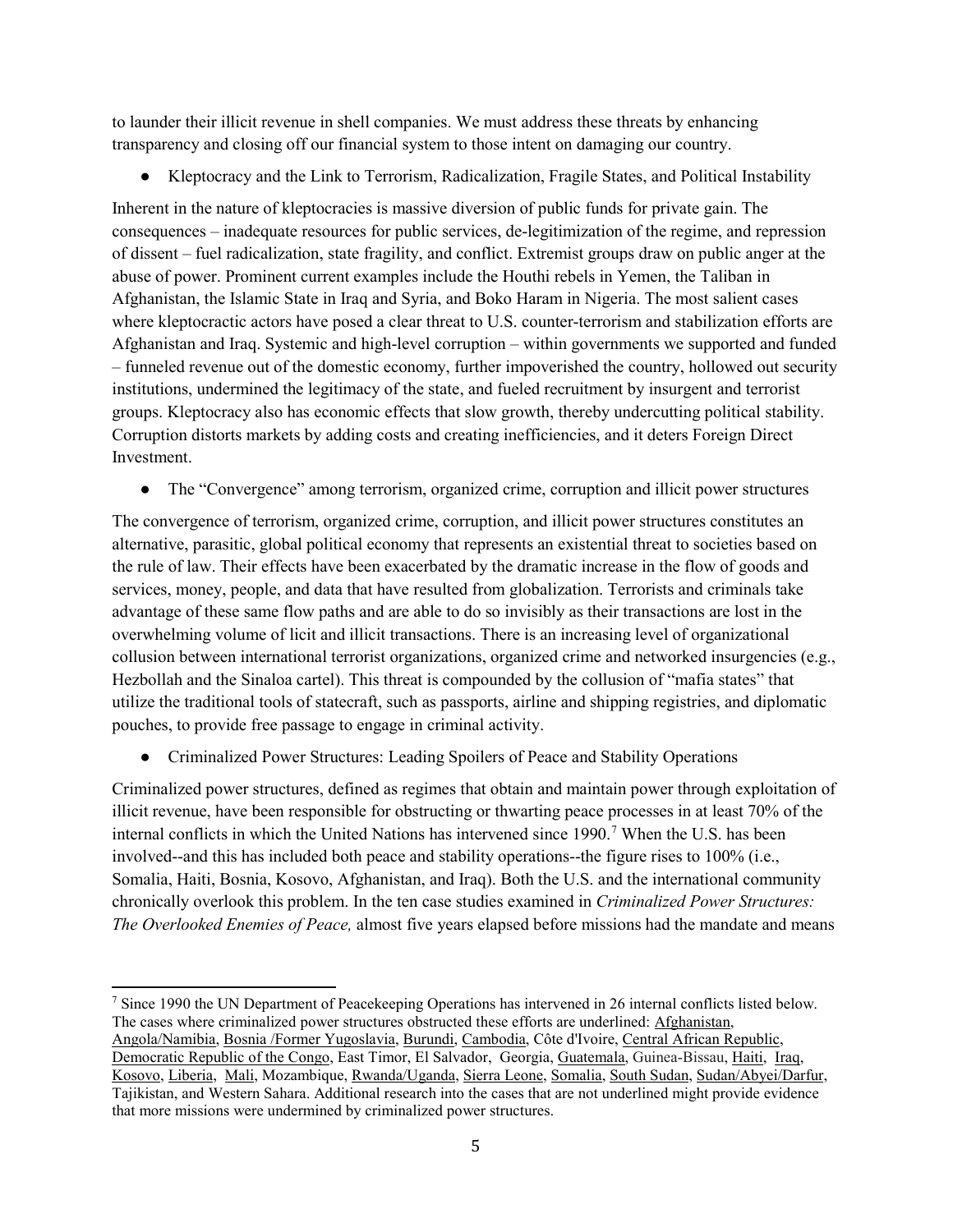to launder their illicit revenue in shell companies. We must address these threats by enhancing transparency and closing off our financial system to those intent on damaging our country.

- Kleptocracy and the Link to Terrorism, Radicalization, Fragile States, and Political Instability

Inherent in the nature of kleptocracies is massive diversion of public funds for private gain. The consequences – inadequate resources for public services, de-legitimization of the regime, and repression of dissent – fuel radicalization, state fragility, and conflict. Extremist groups draw on public anger at the abuse of power. Prominent current examples include the Houthi rebels in Yemen, the Taliban in Afghanistan, the Islamic State in Iraq and Syria, and Boko Haram in Nigeria. The most salient cases where kleptocractic actors have posed a clear threat to U.S. counter-terrorism and stabilization efforts are Afghanistan and Iraq. Systemic and high-level corruption – within governments we supported and funded – funneled revenue out of the domestic economy, further impoverished the country, hollowed out security institutions, undermined the legitimacy of the state, and fueled recruitment by insurgent and terrorist groups. Kleptocracy also has economic effects that slow growth, thereby undercutting political stability. Corruption distorts markets by adding costs and creating inefficiencies, and it deters Foreign Direct Investment.

- The "Convergence" among terrorism, organized crime, corruption and illicit power structures

The convergence of terrorism, organized crime, corruption, and illicit power structures constitutes an alternative, parasitic, global political economy that represents an existential threat to societies based on the rule of law. Their effects have been exacerbated by the dramatic increase in the flow of goods and services, money, people, and data that have resulted from globalization. Terrorists and criminals take advantage of these same flow paths and are able to do so invisibly as their transactions are lost in the overwhelming volume of licit and illicit transactions. There is an increasing level of organizational collusion between international terrorist organizations, organized crime and networked insurgencies (e.g., Hezbollah and the Sinaloa cartel). This threat is compounded by the collusion of "mafia states" that utilize the traditional tools of statecraft, such as passports, airline and shipping registries, and diplomatic pouches, to provide free passage to engage in criminal activity.

- Criminalized Power Structures: Leading Spoilers of Peace and Stability Operations

Criminalized power structures, defined as regimes that obtain and maintain power through exploitation of illicit revenue, have been responsible for obstructing or thwarting peace processes in at least 70% of the internal conflicts in which the United Nations has intervened since 1990.[7] When the U.S. has been involved--and this has included both peace and stability operations--the figure rises to 100% (i.e., Somalia, Haiti, Bosnia, Kosovo, Afghanistan, and Iraq). Both the U.S. and the international community chronically overlook this problem. In the ten case studies examined in *Criminalized Power Structures: The Overlooked Enemies of Peace,* almost five years elapsed before missions had the mandate and means

---

[7] Since 1990 the UN Department of Peacekeeping Operations has intervened in 26 internal conflicts listed below. The cases where criminalized power structures obstructed these efforts are underlined: <u>Afghanistan</u>, <u>Angola/Namibia</u>, <u>Bosnia /Former Yugoslavia</u>, <u>Burundi</u>, <u>Cambodia</u>, Côte d'Ivoire, <u>Central African Republic</u>, <u>Democratic Republic of the Congo</u>, East Timor, El Salvador, Georgia, <u>Guatemala</u>, Guinea-Bissau, <u>Haiti</u>, <u>Iraq</u>, <u>Kosovo</u>, <u>Liberia</u>, <u>Mali</u>, Mozambique, <u>Rwanda/Uganda</u>, <u>Sierra Leone</u>, <u>Somalia</u>, <u>South Sudan</u>, <u>Sudan/Abyei/Darfur</u>, Tajikistan, and Western Sahara. Additional research into the cases that are not underlined might provide evidence that more missions were undermined by criminalized power structures.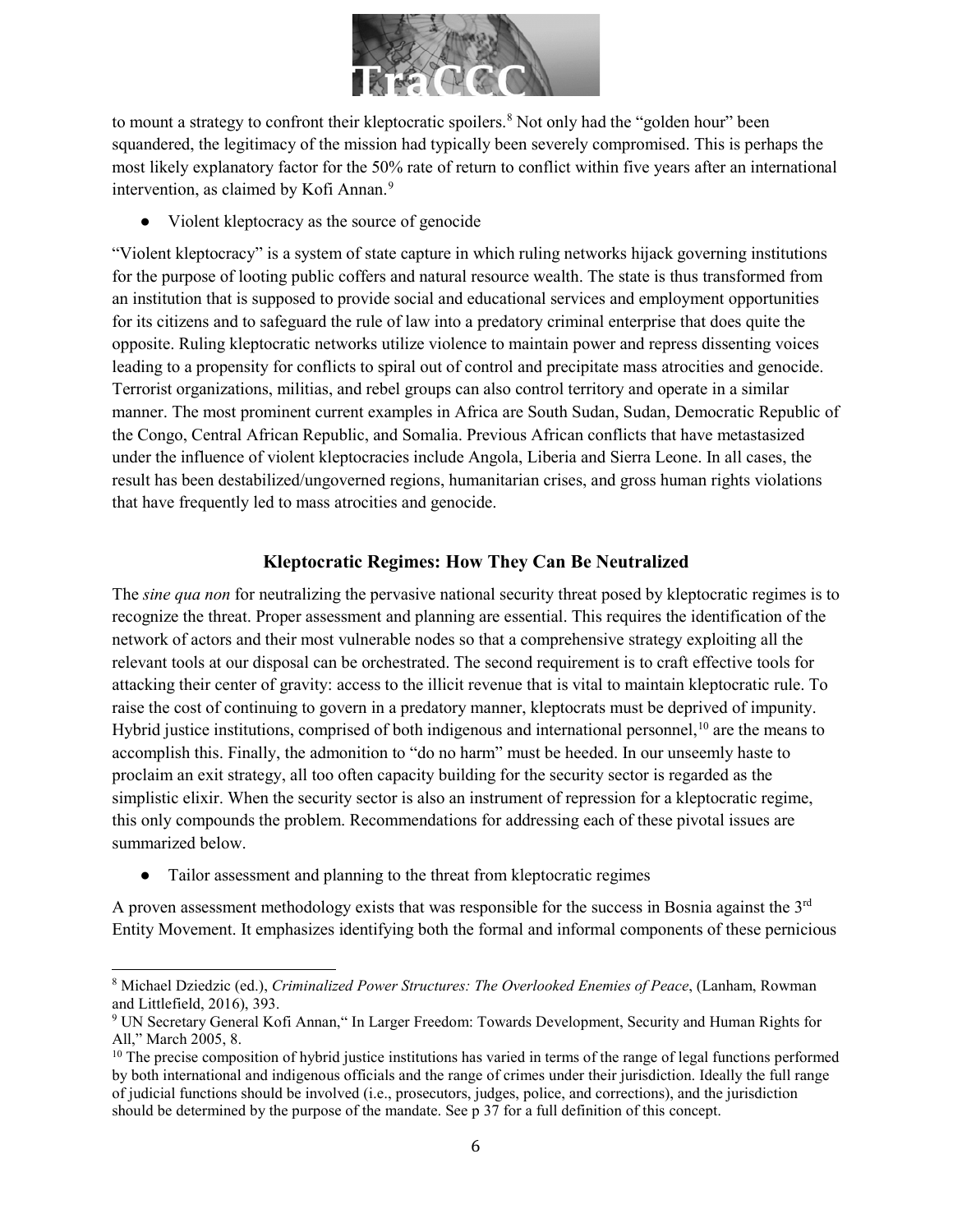to mount a strategy to confront their kleptocratic spoilers.[8] Not only had the "golden hour" been squandered, the legitimacy of the mission had typically been severely compromised. This is perhaps the most likely explanatory factor for the 50% rate of return to conflict within five years after an international intervention, as claimed by Kofi Annan.[9]

- Violent kleptocracy as the source of genocide

"Violent kleptocracy" is a system of state capture in which ruling networks hijack governing institutions for the purpose of looting public coffers and natural resource wealth. The state is thus transformed from an institution that is supposed to provide social and educational services and employment opportunities for its citizens and to safeguard the rule of law into a predatory criminal enterprise that does quite the opposite. Ruling kleptocratic networks utilize violence to maintain power and repress dissenting voices leading to a propensity for conflicts to spiral out of control and precipitate mass atrocities and genocide. Terrorist organizations, militias, and rebel groups can also control territory and operate in a similar manner. The most prominent current examples in Africa are South Sudan, Sudan, Democratic Republic of the Congo, Central African Republic, and Somalia. Previous African conflicts that have metastasized under the influence of violent kleptocracies include Angola, Liberia and Sierra Leone. In all cases, the result has been destabilized/ungoverned regions, humanitarian crises, and gross human rights violations that have frequently led to mass atrocities and genocide.

## Kleptocratic Regimes: How They Can Be Neutralized

The *sine qua non* for neutralizing the pervasive national security threat posed by kleptocratic regimes is to recognize the threat. Proper assessment and planning are essential. This requires the identification of the network of actors and their most vulnerable nodes so that a comprehensive strategy exploiting all the relevant tools at our disposal can be orchestrated. The second requirement is to craft effective tools for attacking their center of gravity: access to the illicit revenue that is vital to maintain kleptocratic rule. To raise the cost of continuing to govern in a predatory manner, kleptocrats must be deprived of impunity. Hybrid justice institutions, comprised of both indigenous and international personnel,[10] are the means to accomplish this. Finally, the admonition to "do no harm" must be heeded. In our unseemly haste to proclaim an exit strategy, all too often capacity building for the security sector is regarded as the simplistic elixir. When the security sector is also an instrument of repression for a kleptocratic regime, this only compounds the problem. Recommendations for addressing each of these pivotal issues are summarized below.

- Tailor assessment and planning to the threat from kleptocratic regimes

A proven assessment methodology exists that was responsible for the success in Bosnia against the 3rd Entity Movement. It emphasizes identifying both the formal and informal components of these pernicious

---

[8] Michael Dziedzic (ed.), *Criminalized Power Structures: The Overlooked Enemies of Peace*, (Lanham, Rowman and Littlefield, 2016), 393.

[9] UN Secretary General Kofi Annan," In Larger Freedom: Towards Development, Security and Human Rights for All," March 2005, 8.

[10] The precise composition of hybrid justice institutions has varied in terms of the range of legal functions performed by both international and indigenous officials and the range of crimes under their jurisdiction. Ideally the full range of judicial functions should be involved (i.e., prosecutors, judges, police, and corrections), and the jurisdiction should be determined by the purpose of the mandate. See p 37 for a full definition of this concept.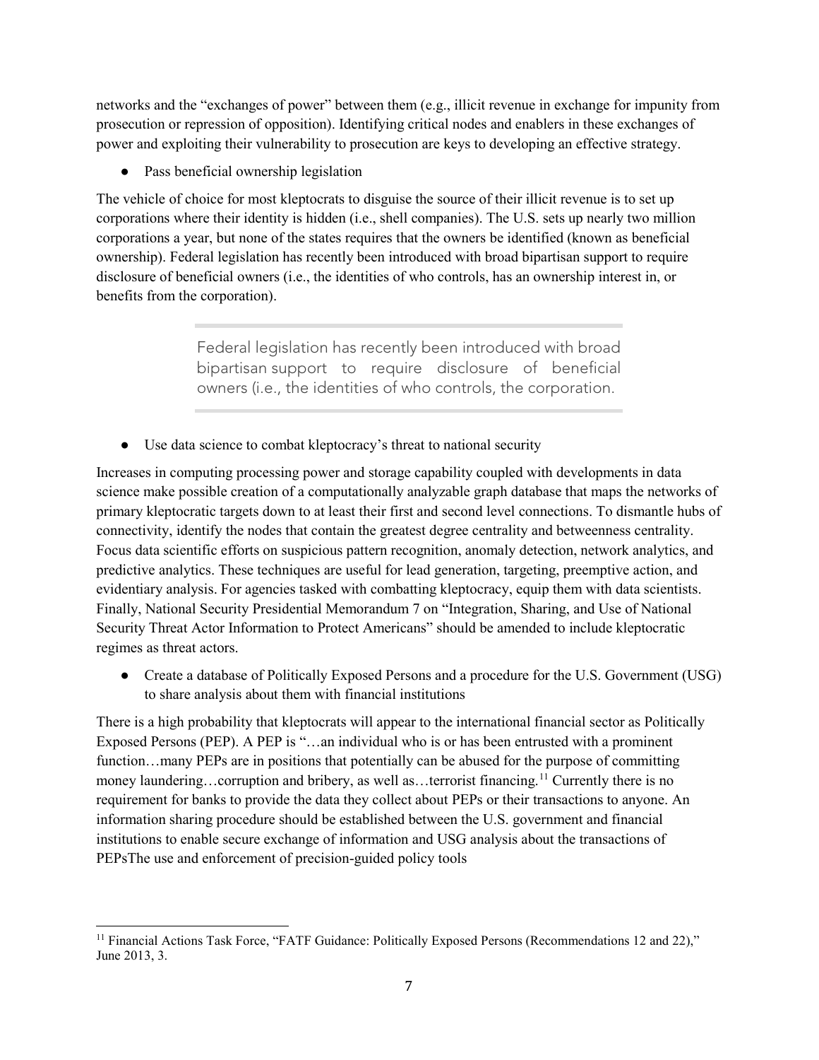networks and the "exchanges of power" between them (e.g., illicit revenue in exchange for impunity from prosecution or repression of opposition). Identifying critical nodes and enablers in these exchanges of power and exploiting their vulnerability to prosecution are keys to developing an effective strategy.

- Pass beneficial ownership legislation

The vehicle of choice for most kleptocrats to disguise the source of their illicit revenue is to set up corporations where their identity is hidden (i.e., shell companies). The U.S. sets up nearly two million corporations a year, but none of the states requires that the owners be identified (known as beneficial ownership). Federal legislation has recently been introduced with broad bipartisan support to require disclosure of beneficial owners (i.e., the identities of who controls, has an ownership interest in, or benefits from the corporation).

> Federal legislation has recently been introduced with broad bipartisan support to require disclosure of beneficial owners (i.e., the identities of who controls, the corporation.

- Use data science to combat kleptocracy's threat to national security

Increases in computing processing power and storage capability coupled with developments in data science make possible creation of a computationally analyzable graph database that maps the networks of primary kleptocratic targets down to at least their first and second level connections. To dismantle hubs of connectivity, identify the nodes that contain the greatest degree centrality and betweenness centrality. Focus data scientific efforts on suspicious pattern recognition, anomaly detection, network analytics, and predictive analytics. These techniques are useful for lead generation, targeting, preemptive action, and evidentiary analysis. For agencies tasked with combatting kleptocracy, equip them with data scientists. Finally, National Security Presidential Memorandum 7 on "Integration, Sharing, and Use of National Security Threat Actor Information to Protect Americans" should be amended to include kleptocratic regimes as threat actors.

- Create a database of Politically Exposed Persons and a procedure for the U.S. Government (USG) to share analysis about them with financial institutions

There is a high probability that kleptocrats will appear to the international financial sector as Politically Exposed Persons (PEP). A PEP is "…an individual who is or has been entrusted with a prominent function…many PEPs are in positions that potentially can be abused for the purpose of committing money laundering…corruption and bribery, as well as…terrorist financing.[11] Currently there is no requirement for banks to provide the data they collect about PEPs or their transactions to anyone. An information sharing procedure should be established between the U.S. government and financial institutions to enable secure exchange of information and USG analysis about the transactions of PEPsThe use and enforcement of precision-guided policy tools

[11] Financial Actions Task Force, "FATF Guidance: Politically Exposed Persons (Recommendations 12 and 22)," June 2013, 3.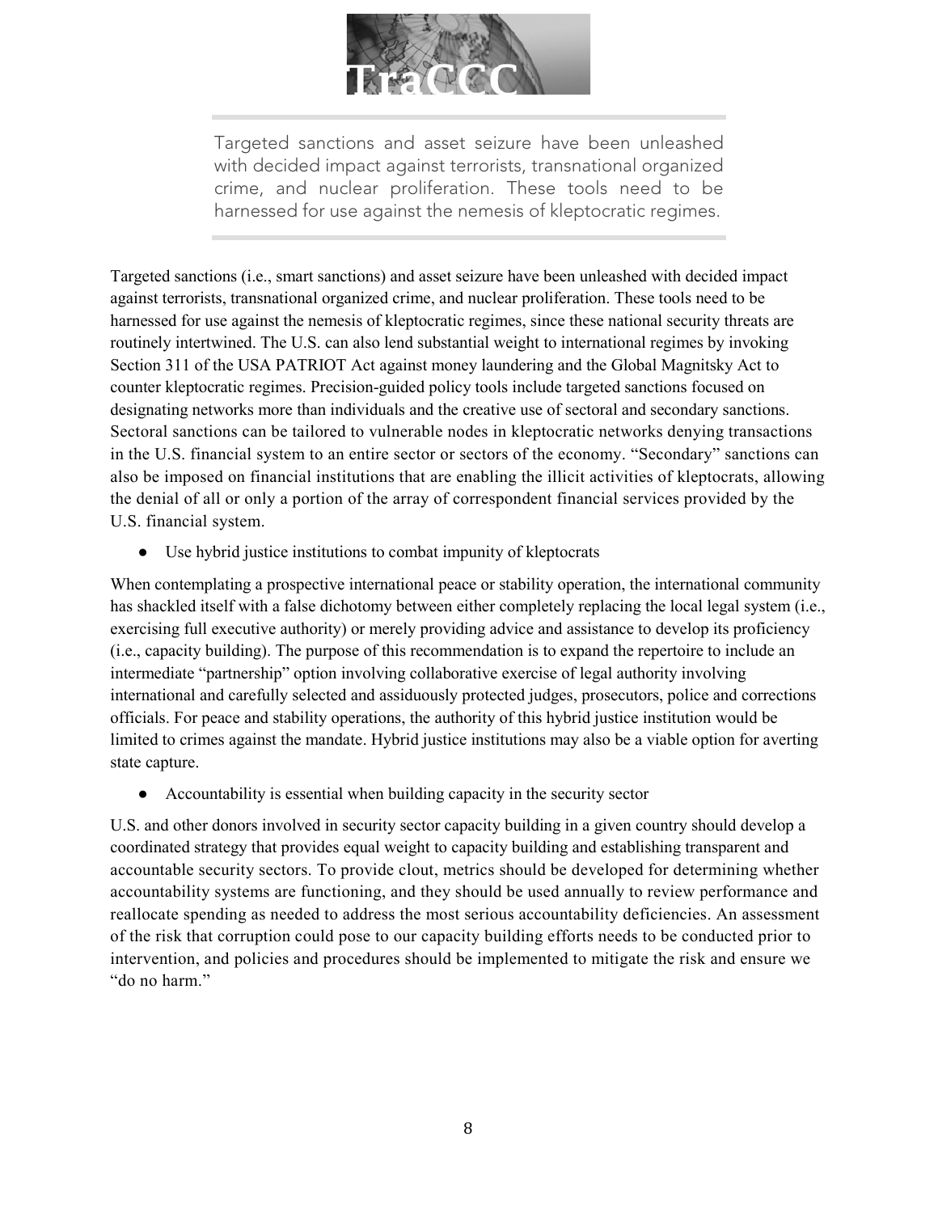> Targeted sanctions and asset seizure have been unleashed with decided impact against terrorists, transnational organized crime, and nuclear proliferation. These tools need to be harnessed for use against the nemesis of kleptocratic regimes.

Targeted sanctions (i.e., smart sanctions) and asset seizure have been unleashed with decided impact against terrorists, transnational organized crime, and nuclear proliferation. These tools need to be harnessed for use against the nemesis of kleptocratic regimes, since these national security threats are routinely intertwined. The U.S. can also lend substantial weight to international regimes by invoking Section 311 of the USA PATRIOT Act against money laundering and the Global Magnitsky Act to counter kleptocratic regimes. Precision-guided policy tools include targeted sanctions focused on designating networks more than individuals and the creative use of sectoral and secondary sanctions. Sectoral sanctions can be tailored to vulnerable nodes in kleptocratic networks denying transactions in the U.S. financial system to an entire sector or sectors of the economy. "Secondary" sanctions can also be imposed on financial institutions that are enabling the illicit activities of kleptocrats, allowing the denial of all or only a portion of the array of correspondent financial services provided by the U.S. financial system.

- Use hybrid justice institutions to combat impunity of kleptocrats

When contemplating a prospective international peace or stability operation, the international community has shackled itself with a false dichotomy between either completely replacing the local legal system (i.e., exercising full executive authority) or merely providing advice and assistance to develop its proficiency (i.e., capacity building). The purpose of this recommendation is to expand the repertoire to include an intermediate "partnership" option involving collaborative exercise of legal authority involving international and carefully selected and assiduously protected judges, prosecutors, police and corrections officials. For peace and stability operations, the authority of this hybrid justice institution would be limited to crimes against the mandate. Hybrid justice institutions may also be a viable option for averting state capture.

- Accountability is essential when building capacity in the security sector

U.S. and other donors involved in security sector capacity building in a given country should develop a coordinated strategy that provides equal weight to capacity building and establishing transparent and accountable security sectors. To provide clout, metrics should be developed for determining whether accountability systems are functioning, and they should be used annually to review performance and reallocate spending as needed to address the most serious accountability deficiencies. An assessment of the risk that corruption could pose to our capacity building efforts needs to be conducted prior to intervention, and policies and procedures should be implemented to mitigate the risk and ensure we "do no harm."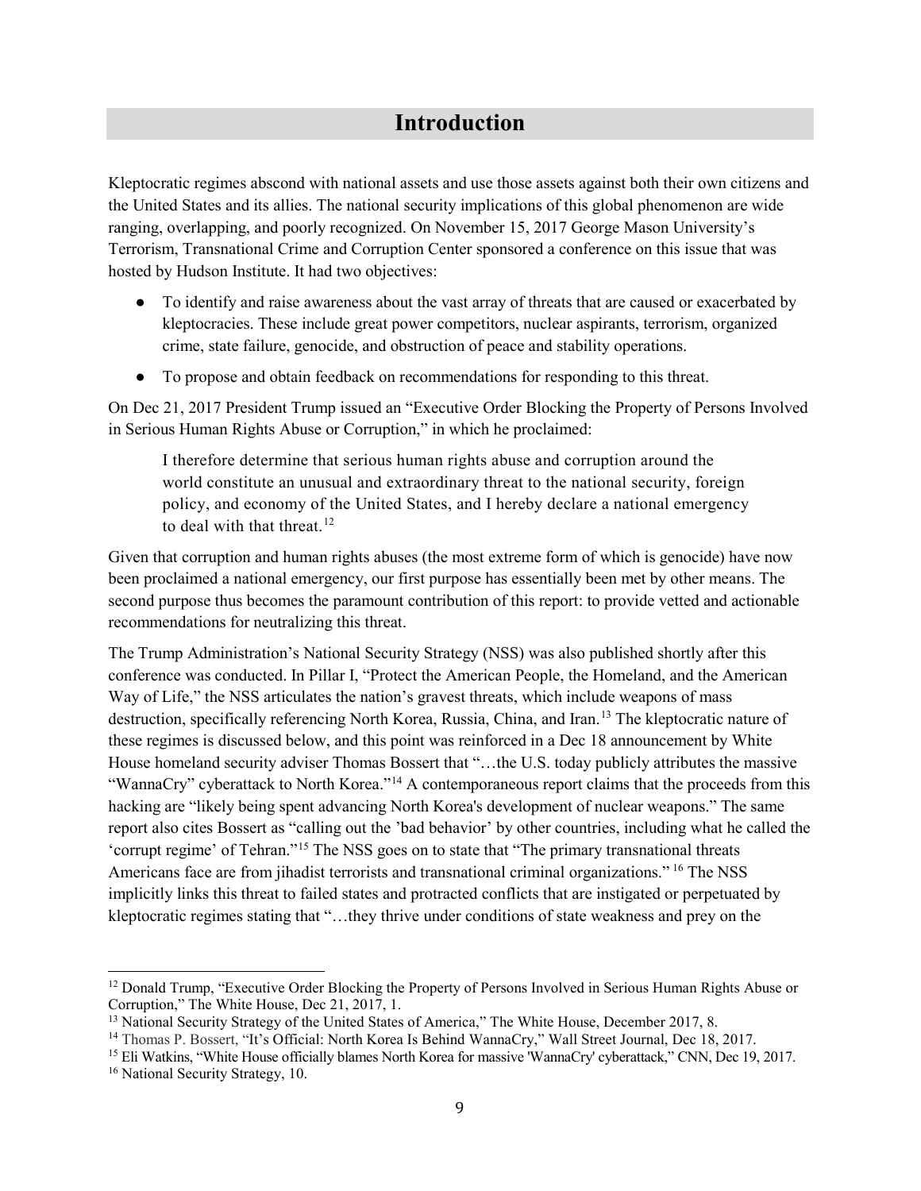# Introduction

Kleptocratic regimes abscond with national assets and use those assets against both their own citizens and the United States and its allies. The national security implications of this global phenomenon are wide ranging, overlapping, and poorly recognized. On November 15, 2017 George Mason University's Terrorism, Transnational Crime and Corruption Center sponsored a conference on this issue that was hosted by Hudson Institute. It had two objectives:

- To identify and raise awareness about the vast array of threats that are caused or exacerbated by kleptocracies. These include great power competitors, nuclear aspirants, terrorism, organized crime, state failure, genocide, and obstruction of peace and stability operations.
- To propose and obtain feedback on recommendations for responding to this threat.

On Dec 21, 2017 President Trump issued an "Executive Order Blocking the Property of Persons Involved in Serious Human Rights Abuse or Corruption," in which he proclaimed:

> I therefore determine that serious human rights abuse and corruption around the world constitute an unusual and extraordinary threat to the national security, foreign policy, and economy of the United States, and I hereby declare a national emergency to deal with that threat.[12]

Given that corruption and human rights abuses (the most extreme form of which is genocide) have now been proclaimed a national emergency, our first purpose has essentially been met by other means. The second purpose thus becomes the paramount contribution of this report: to provide vetted and actionable recommendations for neutralizing this threat.

The Trump Administration's National Security Strategy (NSS) was also published shortly after this conference was conducted. In Pillar I, "Protect the American People, the Homeland, and the American Way of Life," the NSS articulates the nation's gravest threats, which include weapons of mass destruction, specifically referencing North Korea, Russia, China, and Iran.[13] The kleptocratic nature of these regimes is discussed below, and this point was reinforced in a Dec 18 announcement by White House homeland security adviser Thomas Bossert that "…the U.S. today publicly attributes the massive "WannaCry" cyberattack to North Korea."[14] A contemporaneous report claims that the proceeds from this hacking are "likely being spent advancing North Korea's development of nuclear weapons." The same report also cites Bossert as "calling out the 'bad behavior' by other countries, including what he called the 'corrupt regime' of Tehran."[15] The NSS goes on to state that "The primary transnational threats Americans face are from jihadist terrorists and transnational criminal organizations." [16] The NSS implicitly links this threat to failed states and protracted conflicts that are instigated or perpetuated by kleptocratic regimes stating that "…they thrive under conditions of state weakness and prey on the

---

[12] Donald Trump, "Executive Order Blocking the Property of Persons Involved in Serious Human Rights Abuse or Corruption," The White House, Dec 21, 2017, 1.

[13] National Security Strategy of the United States of America," The White House, December 2017, 8.

[14] Thomas P. Bossert, "It's Official: North Korea Is Behind WannaCry," Wall Street Journal, Dec 18, 2017.

[15] Eli Watkins, "White House officially blames North Korea for massive 'WannaCry' cyberattack," CNN, Dec 19, 2017.

[16] National Security Strategy, 10.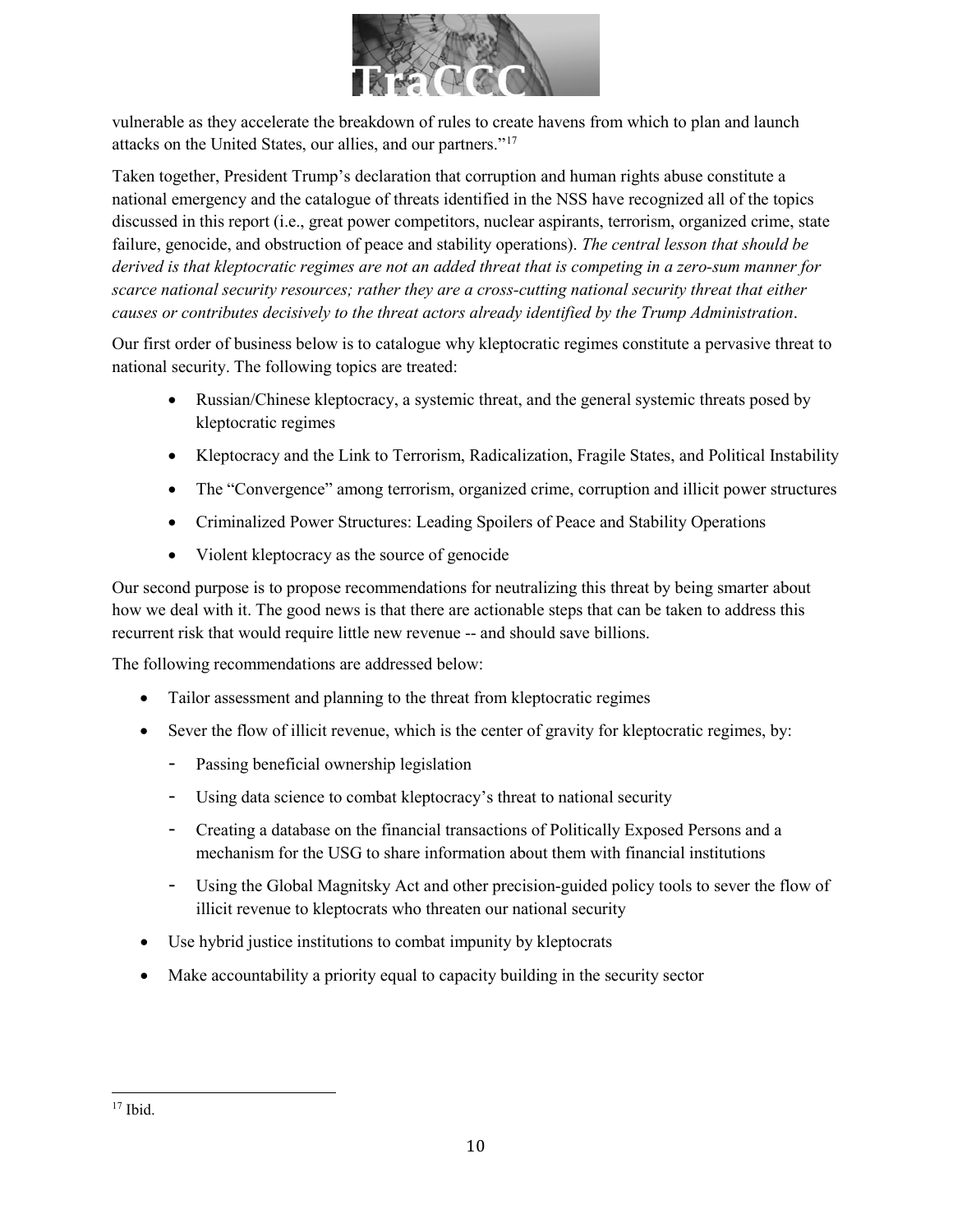vulnerable as they accelerate the breakdown of rules to create havens from which to plan and launch attacks on the United States, our allies, and our partners."[17]

Taken together, President Trump's declaration that corruption and human rights abuse constitute a national emergency and the catalogue of threats identified in the NSS have recognized all of the topics discussed in this report (i.e., great power competitors, nuclear aspirants, terrorism, organized crime, state failure, genocide, and obstruction of peace and stability operations). *The central lesson that should be derived is that kleptocratic regimes are not an added threat that is competing in a zero-sum manner for scarce national security resources; rather they are a cross-cutting national security threat that either causes or contributes decisively to the threat actors already identified by the Trump Administration*.

Our first order of business below is to catalogue why kleptocratic regimes constitute a pervasive threat to national security. The following topics are treated:

- Russian/Chinese kleptocracy, a systemic threat, and the general systemic threats posed by kleptocratic regimes
- Kleptocracy and the Link to Terrorism, Radicalization, Fragile States, and Political Instability
- The "Convergence" among terrorism, organized crime, corruption and illicit power structures
- Criminalized Power Structures: Leading Spoilers of Peace and Stability Operations
- Violent kleptocracy as the source of genocide

Our second purpose is to propose recommendations for neutralizing this threat by being smarter about how we deal with it. The good news is that there are actionable steps that can be taken to address this recurrent risk that would require little new revenue -- and should save billions.

The following recommendations are addressed below:

- Tailor assessment and planning to the threat from kleptocratic regimes
- Sever the flow of illicit revenue, which is the center of gravity for kleptocratic regimes, by:
  - Passing beneficial ownership legislation
  - Using data science to combat kleptocracy's threat to national security
  - Creating a database on the financial transactions of Politically Exposed Persons and a mechanism for the USG to share information about them with financial institutions
  - Using the Global Magnitsky Act and other precision-guided policy tools to sever the flow of illicit revenue to kleptocrats who threaten our national security
- Use hybrid justice institutions to combat impunity by kleptocrats
- Make accountability a priority equal to capacity building in the security sector

[17] Ibid.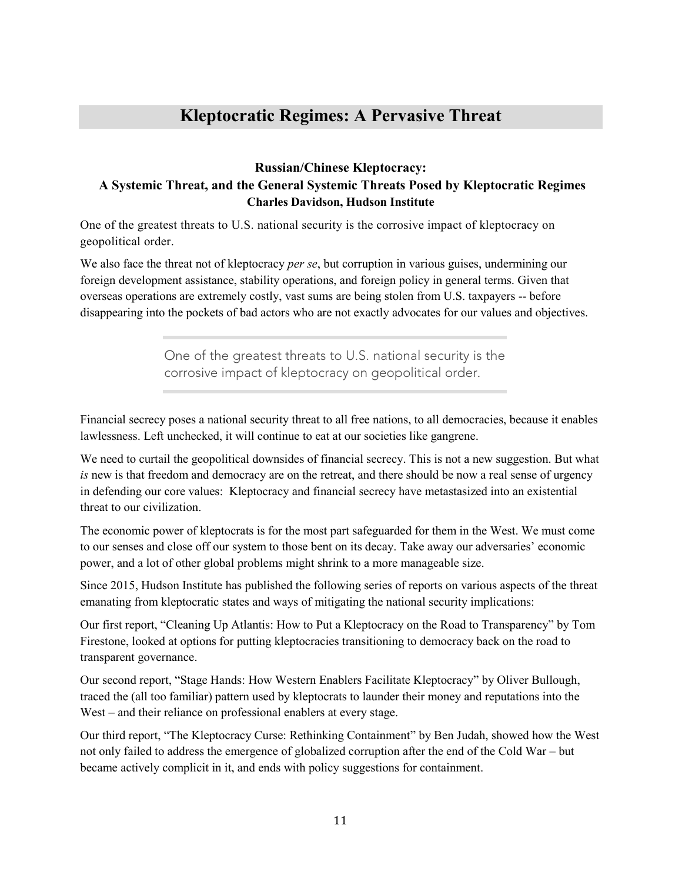## Kleptocratic Regimes: A Pervasive Threat

### Russian/Chinese Kleptocracy: A Systemic Threat, and the General Systemic Threats Posed by Kleptocratic Regimes

**Charles Davidson, Hudson Institute**

One of the greatest threats to U.S. national security is the corrosive impact of kleptocracy on geopolitical order.

We also face the threat not of kleptocracy *per se*, but corruption in various guises, undermining our foreign development assistance, stability operations, and foreign policy in general terms. Given that overseas operations are extremely costly, vast sums are being stolen from U.S. taxpayers -- before disappearing into the pockets of bad actors who are not exactly advocates for our values and objectives.

> One of the greatest threats to U.S. national security is the corrosive impact of kleptocracy on geopolitical order.

Financial secrecy poses a national security threat to all free nations, to all democracies, because it enables lawlessness. Left unchecked, it will continue to eat at our societies like gangrene.

We need to curtail the geopolitical downsides of financial secrecy. This is not a new suggestion. But what *is* new is that freedom and democracy are on the retreat, and there should be now a real sense of urgency in defending our core values: Kleptocracy and financial secrecy have metastasized into an existential threat to our civilization.

The economic power of kleptocrats is for the most part safeguarded for them in the West. We must come to our senses and close off our system to those bent on its decay. Take away our adversaries' economic power, and a lot of other global problems might shrink to a more manageable size.

Since 2015, Hudson Institute has published the following series of reports on various aspects of the threat emanating from kleptocratic states and ways of mitigating the national security implications:

Our first report, "Cleaning Up Atlantis: How to Put a Kleptocracy on the Road to Transparency" by Tom Firestone, looked at options for putting kleptocracies transitioning to democracy back on the road to transparent governance.

Our second report, "Stage Hands: How Western Enablers Facilitate Kleptocracy" by Oliver Bullough, traced the (all too familiar) pattern used by kleptocrats to launder their money and reputations into the West – and their reliance on professional enablers at every stage.

Our third report, "The Kleptocracy Curse: Rethinking Containment" by Ben Judah, showed how the West not only failed to address the emergence of globalized corruption after the end of the Cold War – but became actively complicit in it, and ends with policy suggestions for containment.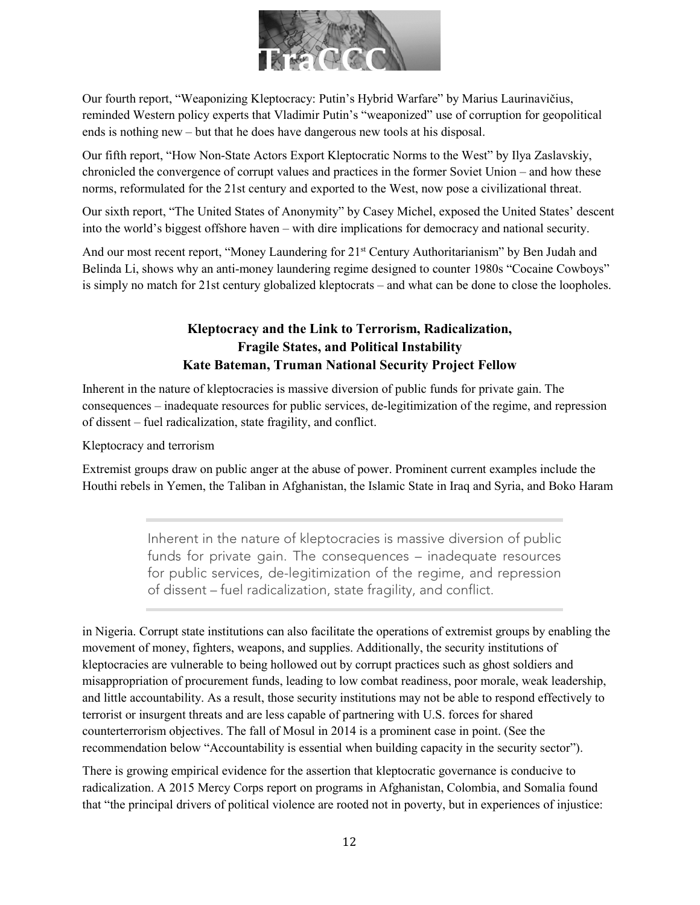Our fourth report, "Weaponizing Kleptocracy: Putin's Hybrid Warfare" by Marius Laurinavičius, reminded Western policy experts that Vladimir Putin's "weaponized" use of corruption for geopolitical ends is nothing new – but that he does have dangerous new tools at his disposal.

Our fifth report, "How Non-State Actors Export Kleptocratic Norms to the West" by Ilya Zaslavskiy, chronicled the convergence of corrupt values and practices in the former Soviet Union – and how these norms, reformulated for the 21st century and exported to the West, now pose a civilizational threat.

Our sixth report, "The United States of Anonymity" by Casey Michel, exposed the United States' descent into the world's biggest offshore haven – with dire implications for democracy and national security.

And our most recent report, "Money Laundering for 21st Century Authoritarianism" by Ben Judah and Belinda Li, shows why an anti-money laundering regime designed to counter 1980s "Cocaine Cowboys" is simply no match for 21st century globalized kleptocrats – and what can be done to close the loopholes.

## Kleptocracy and the Link to Terrorism, Radicalization, Fragile States, and Political Instability
### Kate Bateman, Truman National Security Project Fellow

Inherent in the nature of kleptocracies is massive diversion of public funds for private gain. The consequences – inadequate resources for public services, de-legitimization of the regime, and repression of dissent – fuel radicalization, state fragility, and conflict.

Kleptocracy and terrorism

Extremist groups draw on public anger at the abuse of power. Prominent current examples include the Houthi rebels in Yemen, the Taliban in Afghanistan, the Islamic State in Iraq and Syria, and Boko Haram in Nigeria. Corrupt state institutions can also facilitate the operations of extremist groups by enabling the movement of money, fighters, weapons, and supplies. Additionally, the security institutions of kleptocracies are vulnerable to being hollowed out by corrupt practices such as ghost soldiers and misappropriation of procurement funds, leading to low combat readiness, poor morale, weak leadership, and little accountability. As a result, those security institutions may not be able to respond effectively to terrorist or insurgent threats and are less capable of partnering with U.S. forces for shared counterterrorism objectives. The fall of Mosul in 2014 is a prominent case in point. (See the recommendation below "Accountability is essential when building capacity in the security sector").

> Inherent in the nature of kleptocracies is massive diversion of public funds for private gain. The consequences – inadequate resources for public services, de-legitimization of the regime, and repression of dissent – fuel radicalization, state fragility, and conflict.

There is growing empirical evidence for the assertion that kleptocratic governance is conducive to radicalization. A 2015 Mercy Corps report on programs in Afghanistan, Colombia, and Somalia found that "the principal drivers of political violence are rooted not in poverty, but in experiences of injustice: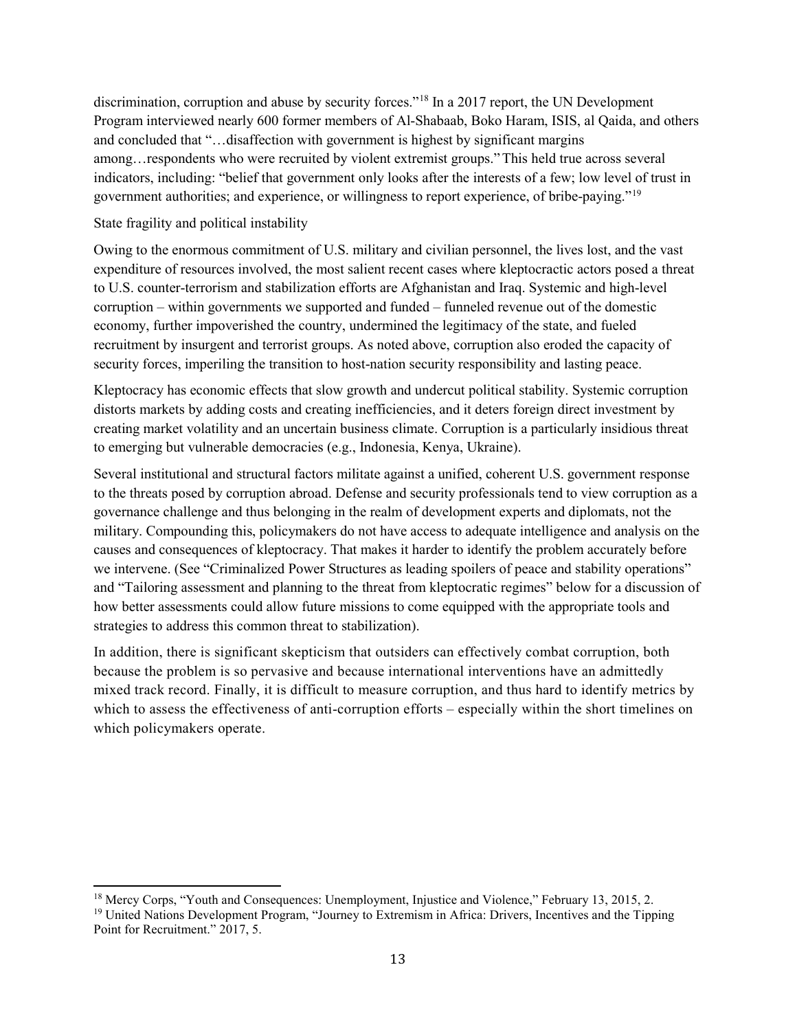discrimination, corruption and abuse by security forces."[18] In a 2017 report, the UN Development Program interviewed nearly 600 former members of Al-Shabaab, Boko Haram, ISIS, al Qaida, and others and concluded that "…disaffection with government is highest by significant margins among…respondents who were recruited by violent extremist groups." This held true across several indicators, including: "belief that government only looks after the interests of a few; low level of trust in government authorities; and experience, or willingness to report experience, of bribe-paying."[19]

State fragility and political instability

Owing to the enormous commitment of U.S. military and civilian personnel, the lives lost, and the vast expenditure of resources involved, the most salient recent cases where kleptocractic actors posed a threat to U.S. counter-terrorism and stabilization efforts are Afghanistan and Iraq. Systemic and high-level corruption – within governments we supported and funded – funneled revenue out of the domestic economy, further impoverished the country, undermined the legitimacy of the state, and fueled recruitment by insurgent and terrorist groups. As noted above, corruption also eroded the capacity of security forces, imperiling the transition to host-nation security responsibility and lasting peace.

Kleptocracy has economic effects that slow growth and undercut political stability. Systemic corruption distorts markets by adding costs and creating inefficiencies, and it deters foreign direct investment by creating market volatility and an uncertain business climate. Corruption is a particularly insidious threat to emerging but vulnerable democracies (e.g., Indonesia, Kenya, Ukraine).

Several institutional and structural factors militate against a unified, coherent U.S. government response to the threats posed by corruption abroad. Defense and security professionals tend to view corruption as a governance challenge and thus belonging in the realm of development experts and diplomats, not the military. Compounding this, policymakers do not have access to adequate intelligence and analysis on the causes and consequences of kleptocracy. That makes it harder to identify the problem accurately before we intervene. (See "Criminalized Power Structures as leading spoilers of peace and stability operations" and "Tailoring assessment and planning to the threat from kleptocratic regimes" below for a discussion of how better assessments could allow future missions to come equipped with the appropriate tools and strategies to address this common threat to stabilization).

In addition, there is significant skepticism that outsiders can effectively combat corruption, both because the problem is so pervasive and because international interventions have an admittedly mixed track record. Finally, it is difficult to measure corruption, and thus hard to identify metrics by which to assess the effectiveness of anti-corruption efforts – especially within the short timelines on which policymakers operate.

---

[18] Mercy Corps, "Youth and Consequences: Unemployment, Injustice and Violence," February 13, 2015, 2.

[19] United Nations Development Program, "Journey to Extremism in Africa: Drivers, Incentives and the Tipping Point for Recruitment." 2017, 5.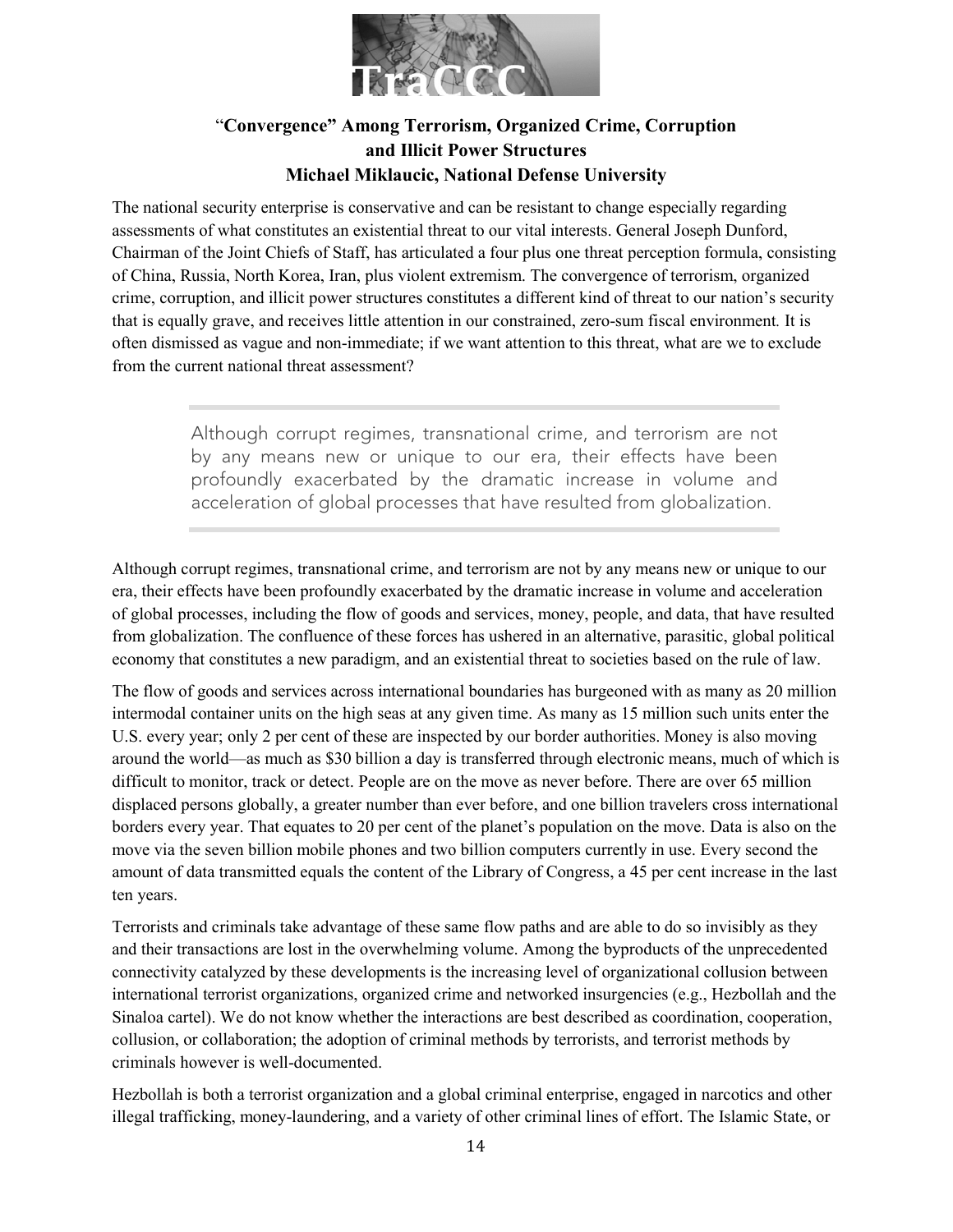## "Convergence" Among Terrorism, Organized Crime, Corruption and Illicit Power Structures

### Michael Miklaucic, National Defense University

The national security enterprise is conservative and can be resistant to change especially regarding assessments of what constitutes an existential threat to our vital interests. General Joseph Dunford, Chairman of the Joint Chiefs of Staff, has articulated a four plus one threat perception formula, consisting of China, Russia, North Korea, Iran, plus violent extremism. The convergence of terrorism, organized crime, corruption, and illicit power structures constitutes a different kind of threat to our nation's security that is equally grave, and receives little attention in our constrained, zero-sum fiscal environment. It is often dismissed as vague and non-immediate; if we want attention to this threat, what are we to exclude from the current national threat assessment?

> Although corrupt regimes, transnational crime, and terrorism are not by any means new or unique to our era, their effects have been profoundly exacerbated by the dramatic increase in volume and acceleration of global processes that have resulted from globalization.

Although corrupt regimes, transnational crime, and terrorism are not by any means new or unique to our era, their effects have been profoundly exacerbated by the dramatic increase in volume and acceleration of global processes, including the flow of goods and services, money, people, and data, that have resulted from globalization. The confluence of these forces has ushered in an alternative, parasitic, global political economy that constitutes a new paradigm, and an existential threat to societies based on the rule of law.

The flow of goods and services across international boundaries has burgeoned with as many as 20 million intermodal container units on the high seas at any given time. As many as 15 million such units enter the U.S. every year; only 2 per cent of these are inspected by our border authorities. Money is also moving around the world—as much as $30 billion a day is transferred through electronic means, much of which is difficult to monitor, track or detect. People are on the move as never before. There are over 65 million displaced persons globally, a greater number than ever before, and one billion travelers cross international borders every year. That equates to 20 per cent of the planet's population on the move. Data is also on the move via the seven billion mobile phones and two billion computers currently in use. Every second the amount of data transmitted equals the content of the Library of Congress, a 45 per cent increase in the last ten years.

Terrorists and criminals take advantage of these same flow paths and are able to do so invisibly as they and their transactions are lost in the overwhelming volume. Among the byproducts of the unprecedented connectivity catalyzed by these developments is the increasing level of organizational collusion between international terrorist organizations, organized crime and networked insurgencies (e.g., Hezbollah and the Sinaloa cartel). We do not know whether the interactions are best described as coordination, cooperation, collusion, or collaboration; the adoption of criminal methods by terrorists, and terrorist methods by criminals however is well-documented.

Hezbollah is both a terrorist organization and a global criminal enterprise, engaged in narcotics and other illegal trafficking, money-laundering, and a variety of other criminal lines of effort. The Islamic State, or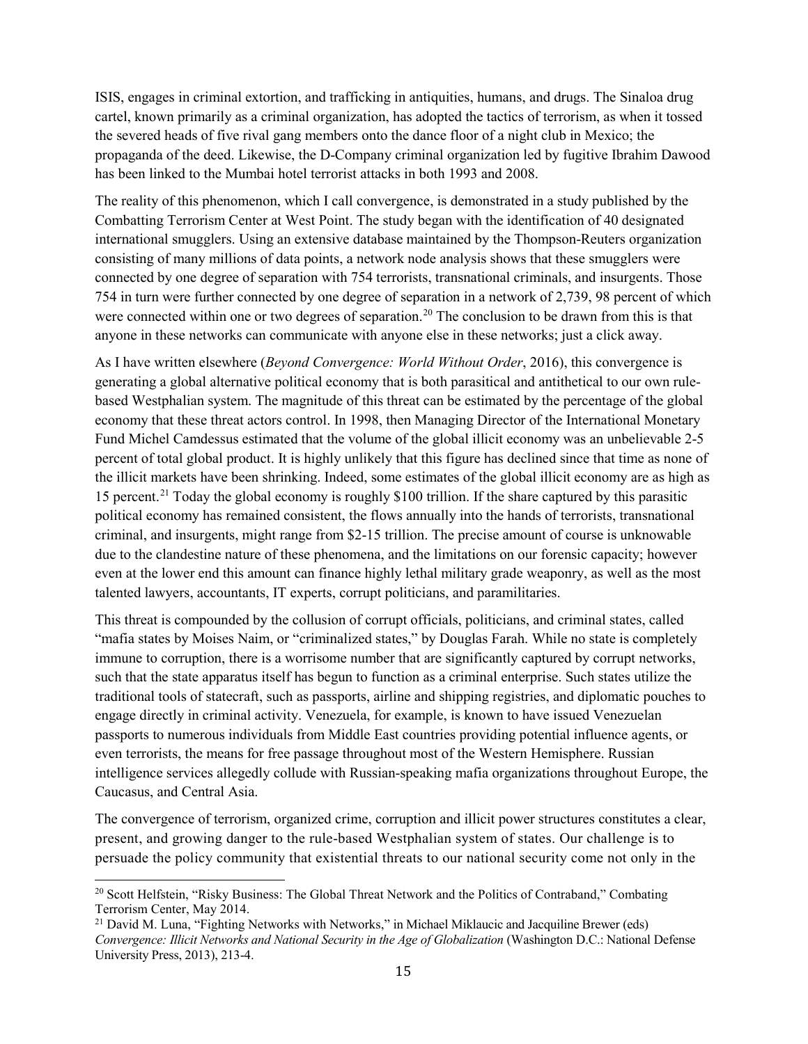ISIS, engages in criminal extortion, and trafficking in antiquities, humans, and drugs. The Sinaloa drug cartel, known primarily as a criminal organization, has adopted the tactics of terrorism, as when it tossed the severed heads of five rival gang members onto the dance floor of a night club in Mexico; the propaganda of the deed. Likewise, the D-Company criminal organization led by fugitive Ibrahim Dawood has been linked to the Mumbai hotel terrorist attacks in both 1993 and 2008.

The reality of this phenomenon, which I call convergence, is demonstrated in a study published by the Combatting Terrorism Center at West Point. The study began with the identification of 40 designated international smugglers. Using an extensive database maintained by the Thompson-Reuters organization consisting of many millions of data points, a network node analysis shows that these smugglers were connected by one degree of separation with 754 terrorists, transnational criminals, and insurgents. Those 754 in turn were further connected by one degree of separation in a network of 2,739, 98 percent of which were connected within one or two degrees of separation.[20] The conclusion to be drawn from this is that anyone in these networks can communicate with anyone else in these networks; just a click away.

As I have written elsewhere (*Beyond Convergence: World Without Order*, 2016), this convergence is generating a global alternative political economy that is both parasitical and antithetical to our own rule-based Westphalian system. The magnitude of this threat can be estimated by the percentage of the global economy that these threat actors control. In 1998, then Managing Director of the International Monetary Fund Michel Camdessus estimated that the volume of the global illicit economy was an unbelievable 2-5 percent of total global product. It is highly unlikely that this figure has declined since that time as none of the illicit markets have been shrinking. Indeed, some estimates of the global illicit economy are as high as 15 percent.[21] Today the global economy is roughly $100 trillion. If the share captured by this parasitic political economy has remained consistent, the flows annually into the hands of terrorists, transnational criminal, and insurgents, might range from $2-15 trillion. The precise amount of course is unknowable due to the clandestine nature of these phenomena, and the limitations on our forensic capacity; however even at the lower end this amount can finance highly lethal military grade weaponry, as well as the most talented lawyers, accountants, IT experts, corrupt politicians, and paramilitaries.

This threat is compounded by the collusion of corrupt officials, politicians, and criminal states, called "mafia states by Moises Naim, or "criminalized states," by Douglas Farah. While no state is completely immune to corruption, there is a worrisome number that are significantly captured by corrupt networks, such that the state apparatus itself has begun to function as a criminal enterprise. Such states utilize the traditional tools of statecraft, such as passports, airline and shipping registries, and diplomatic pouches to engage directly in criminal activity. Venezuela, for example, is known to have issued Venezuelan passports to numerous individuals from Middle East countries providing potential influence agents, or even terrorists, the means for free passage throughout most of the Western Hemisphere. Russian intelligence services allegedly collude with Russian-speaking mafia organizations throughout Europe, the Caucasus, and Central Asia.

The convergence of terrorism, organized crime, corruption and illicit power structures constitutes a clear, present, and growing danger to the rule-based Westphalian system of states. Our challenge is to persuade the policy community that existential threats to our national security come not only in the

---

[20] Scott Helfstein, "Risky Business: The Global Threat Network and the Politics of Contraband," Combating Terrorism Center, May 2014.

[21] David M. Luna, "Fighting Networks with Networks," in Michael Miklaucic and Jacquiline Brewer (eds) *Convergence: Illicit Networks and National Security in the Age of Globalization* (Washington D.C.: National Defense University Press, 2013), 213-4.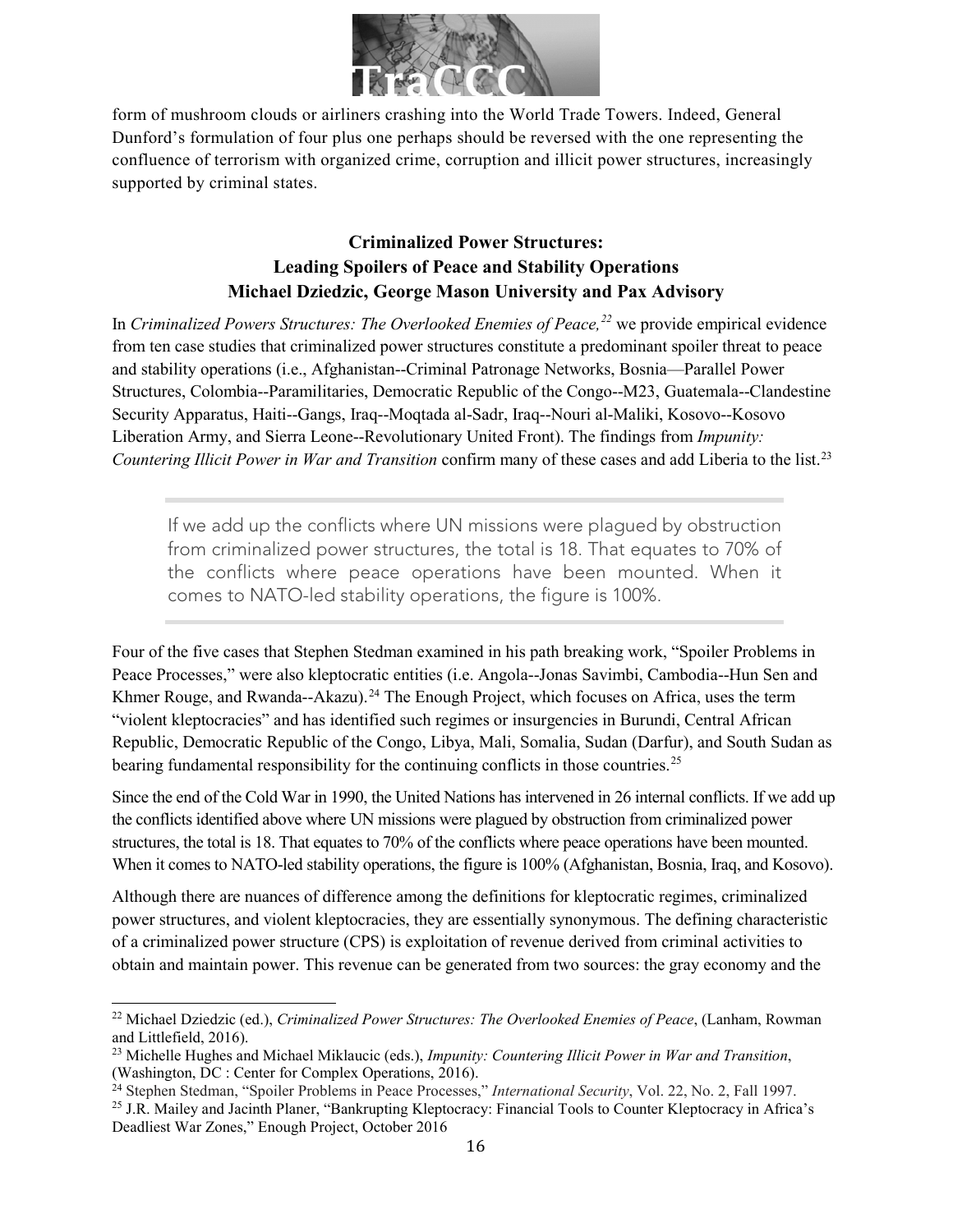form of mushroom clouds or airliners crashing into the World Trade Towers. Indeed, General Dunford's formulation of four plus one perhaps should be reversed with the one representing the confluence of terrorism with organized crime, corruption and illicit power structures, increasingly supported by criminal states.

## Criminalized Power Structures: Leading Spoilers of Peace and Stability Operations Michael Dziedzic, George Mason University and Pax Advisory

In *Criminalized Powers Structures: The Overlooked Enemies of Peace,*[22] we provide empirical evidence from ten case studies that criminalized power structures constitute a predominant spoiler threat to peace and stability operations (i.e., Afghanistan--Criminal Patronage Networks, Bosnia—Parallel Power Structures, Colombia--Paramilitaries, Democratic Republic of the Congo--M23, Guatemala--Clandestine Security Apparatus, Haiti--Gangs, Iraq--Moqtada al-Sadr, Iraq--Nouri al-Maliki, Kosovo--Kosovo Liberation Army, and Sierra Leone--Revolutionary United Front). The findings from *Impunity: Countering Illicit Power in War and Transition* confirm many of these cases and add Liberia to the list.[23]

> If we add up the conflicts where UN missions were plagued by obstruction from criminalized power structures, the total is 18. That equates to 70% of the conflicts where peace operations have been mounted. When it comes to NATO-led stability operations, the figure is 100%.

Four of the five cases that Stephen Stedman examined in his path breaking work, "Spoiler Problems in Peace Processes," were also kleptocratic entities (i.e. Angola--Jonas Savimbi, Cambodia--Hun Sen and Khmer Rouge, and Rwanda--Akazu).[24] The Enough Project, which focuses on Africa, uses the term "violent kleptocracies" and has identified such regimes or insurgencies in Burundi, Central African Republic, Democratic Republic of the Congo, Libya, Mali, Somalia, Sudan (Darfur), and South Sudan as bearing fundamental responsibility for the continuing conflicts in those countries.[25]

Since the end of the Cold War in 1990, the United Nations has intervened in 26 internal conflicts. If we add up the conflicts identified above where UN missions were plagued by obstruction from criminalized power structures, the total is 18. That equates to 70% of the conflicts where peace operations have been mounted. When it comes to NATO-led stability operations, the figure is 100% (Afghanistan, Bosnia, Iraq, and Kosovo).

Although there are nuances of difference among the definitions for kleptocratic regimes, criminalized power structures, and violent kleptocracies, they are essentially synonymous. The defining characteristic of a criminalized power structure (CPS) is exploitation of revenue derived from criminal activities to obtain and maintain power. This revenue can be generated from two sources: the gray economy and the

---

[22] Michael Dziedzic (ed.), *Criminalized Power Structures: The Overlooked Enemies of Peace*, (Lanham, Rowman and Littlefield, 2016).

[23] Michelle Hughes and Michael Miklaucic (eds.), *Impunity: Countering Illicit Power in War and Transition*, (Washington, DC : Center for Complex Operations, 2016).

[24] Stephen Stedman, "Spoiler Problems in Peace Processes," *International Security*, Vol. 22, No. 2, Fall 1997.

[25] J.R. Mailey and Jacinth Planer, "Bankrupting Kleptocracy: Financial Tools to Counter Kleptocracy in Africa's Deadliest War Zones," Enough Project, October 2016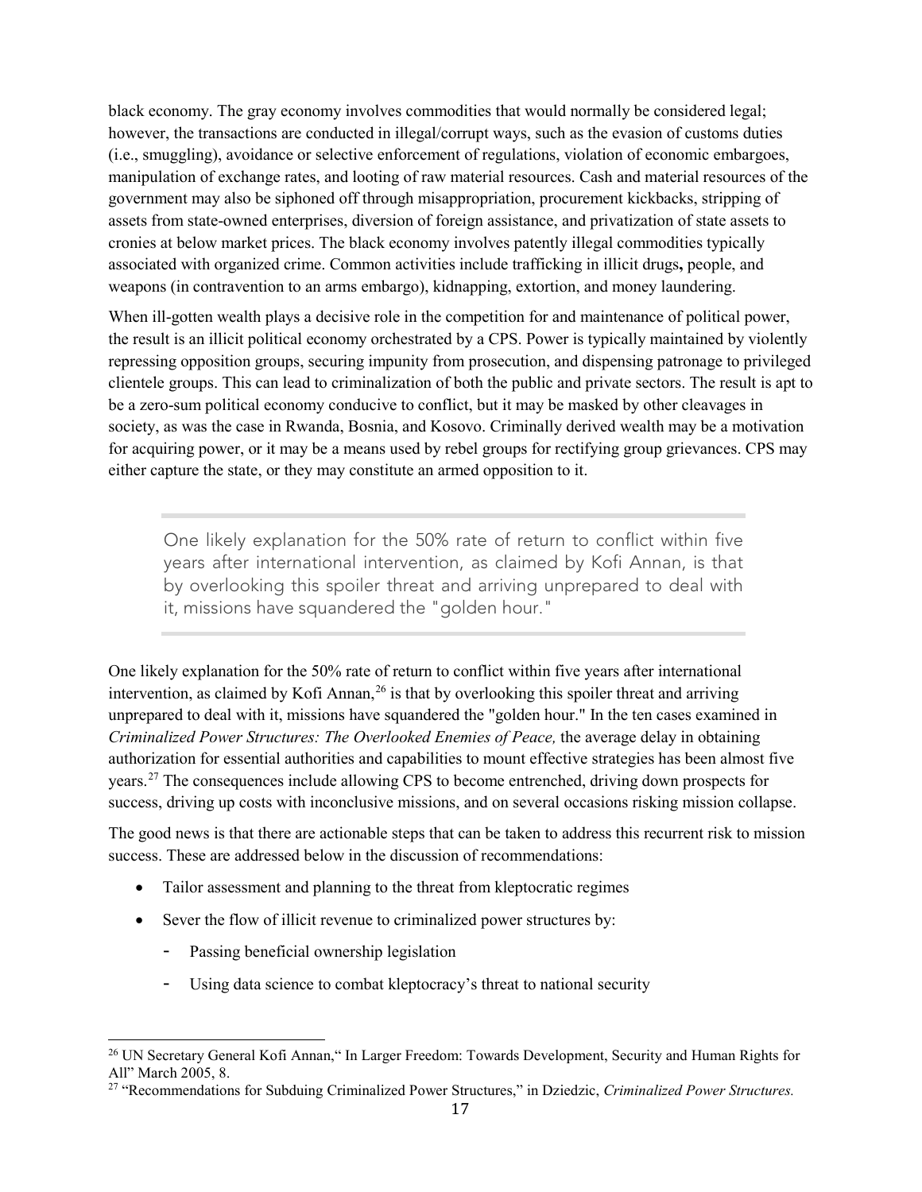black economy. The gray economy involves commodities that would normally be considered legal; however, the transactions are conducted in illegal/corrupt ways, such as the evasion of customs duties (i.e., smuggling), avoidance or selective enforcement of regulations, violation of economic embargoes, manipulation of exchange rates, and looting of raw material resources. Cash and material resources of the government may also be siphoned off through misappropriation, procurement kickbacks, stripping of assets from state-owned enterprises, diversion of foreign assistance, and privatization of state assets to cronies at below market prices. The black economy involves patently illegal commodities typically associated with organized crime. Common activities include trafficking in illicit drugs**,** people, and weapons (in contravention to an arms embargo), kidnapping, extortion, and money laundering.

When ill-gotten wealth plays a decisive role in the competition for and maintenance of political power, the result is an illicit political economy orchestrated by a CPS. Power is typically maintained by violently repressing opposition groups, securing impunity from prosecution, and dispensing patronage to privileged clientele groups. This can lead to criminalization of both the public and private sectors. The result is apt to be a zero-sum political economy conducive to conflict, but it may be masked by other cleavages in society, as was the case in Rwanda, Bosnia, and Kosovo. Criminally derived wealth may be a motivation for acquiring power, or it may be a means used by rebel groups for rectifying group grievances. CPS may either capture the state, or they may constitute an armed opposition to it.

> One likely explanation for the 50% rate of return to conflict within five years after international intervention, as claimed by Kofi Annan, is that by overlooking this spoiler threat and arriving unprepared to deal with it, missions have squandered the "golden hour."

One likely explanation for the 50% rate of return to conflict within five years after international intervention, as claimed by Kofi Annan,[26] is that by overlooking this spoiler threat and arriving unprepared to deal with it, missions have squandered the "golden hour." In the ten cases examined in *Criminalized Power Structures: The Overlooked Enemies of Peace,* the average delay in obtaining authorization for essential authorities and capabilities to mount effective strategies has been almost five years.[27] The consequences include allowing CPS to become entrenched, driving down prospects for success, driving up costs with inconclusive missions, and on several occasions risking mission collapse.

The good news is that there are actionable steps that can be taken to address this recurrent risk to mission success. These are addressed below in the discussion of recommendations:

- Tailor assessment and planning to the threat from kleptocratic regimes
- Sever the flow of illicit revenue to criminalized power structures by:
    - Passing beneficial ownership legislation
    - Using data science to combat kleptocracy's threat to national security

---

[26] UN Secretary General Kofi Annan," In Larger Freedom: Towards Development, Security and Human Rights for All" March 2005, 8.

[27] "Recommendations for Subduing Criminalized Power Structures," in Dziedzic, *Criminalized Power Structures.*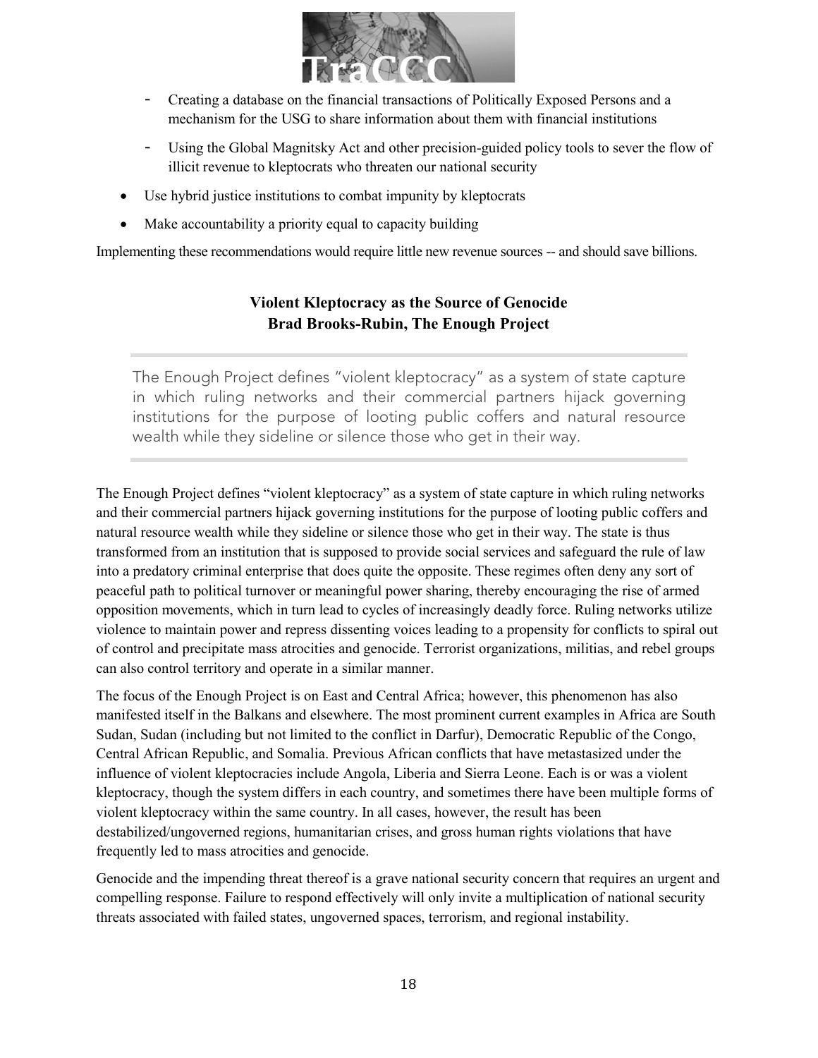- Creating a database on the financial transactions of Politically Exposed Persons and a mechanism for the USG to share information about them with financial institutions
  - Using the Global Magnitsky Act and other precision-guided policy tools to sever the flow of illicit revenue to kleptocrats who threaten our national security
- Use hybrid justice institutions to combat impunity by kleptocrats
- Make accountability a priority equal to capacity building

Implementing these recommendations would require little new revenue sources -- and should save billions.

### Violent Kleptocracy as the Source of Genocide
### Brad Brooks-Rubin, The Enough Project

> The Enough Project defines "violent kleptocracy" as a system of state capture in which ruling networks and their commercial partners hijack governing institutions for the purpose of looting public coffers and natural resource wealth while they sideline or silence those who get in their way.

The Enough Project defines "violent kleptocracy" as a system of state capture in which ruling networks and their commercial partners hijack governing institutions for the purpose of looting public coffers and natural resource wealth while they sideline or silence those who get in their way. The state is thus transformed from an institution that is supposed to provide social services and safeguard the rule of law into a predatory criminal enterprise that does quite the opposite. These regimes often deny any sort of peaceful path to political turnover or meaningful power sharing, thereby encouraging the rise of armed opposition movements, which in turn lead to cycles of increasingly deadly force. Ruling networks utilize violence to maintain power and repress dissenting voices leading to a propensity for conflicts to spiral out of control and precipitate mass atrocities and genocide. Terrorist organizations, militias, and rebel groups can also control territory and operate in a similar manner.

The focus of the Enough Project is on East and Central Africa; however, this phenomenon has also manifested itself in the Balkans and elsewhere. The most prominent current examples in Africa are South Sudan, Sudan (including but not limited to the conflict in Darfur), Democratic Republic of the Congo, Central African Republic, and Somalia. Previous African conflicts that have metastasized under the influence of violent kleptocracies include Angola, Liberia and Sierra Leone. Each is or was a violent kleptocracy, though the system differs in each country, and sometimes there have been multiple forms of violent kleptocracy within the same country. In all cases, however, the result has been destabilized/ungoverned regions, humanitarian crises, and gross human rights violations that have frequently led to mass atrocities and genocide.

Genocide and the impending threat thereof is a grave national security concern that requires an urgent and compelling response. Failure to respond effectively will only invite a multiplication of national security threats associated with failed states, ungoverned spaces, terrorism, and regional instability.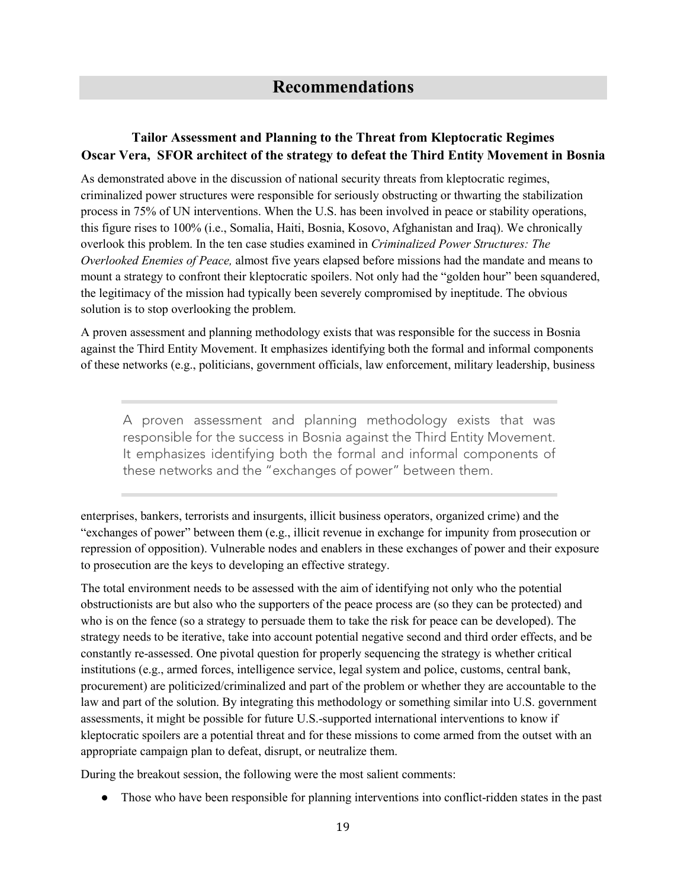# Recommendations

### Tailor Assessment and Planning to the Threat from Kleptocratic Regimes
### Oscar Vera, SFOR architect of the strategy to defeat the Third Entity Movement in Bosnia

As demonstrated above in the discussion of national security threats from kleptocratic regimes, criminalized power structures were responsible for seriously obstructing or thwarting the stabilization process in 75% of UN interventions. When the U.S. has been involved in peace or stability operations, this figure rises to 100% (i.e., Somalia, Haiti, Bosnia, Kosovo, Afghanistan and Iraq). We chronically overlook this problem. In the ten case studies examined in *Criminalized Power Structures: The Overlooked Enemies of Peace,* almost five years elapsed before missions had the mandate and means to mount a strategy to confront their kleptocratic spoilers. Not only had the "golden hour" been squandered, the legitimacy of the mission had typically been severely compromised by ineptitude. The obvious solution is to stop overlooking the problem.

A proven assessment and planning methodology exists that was responsible for the success in Bosnia against the Third Entity Movement. It emphasizes identifying both the formal and informal components of these networks (e.g., politicians, government officials, law enforcement, military leadership, business enterprises, bankers, terrorists and insurgents, illicit business operators, organized crime) and the "exchanges of power" between them (e.g., illicit revenue in exchange for impunity from prosecution or repression of opposition). Vulnerable nodes and enablers in these exchanges of power and their exposure to prosecution are the keys to developing an effective strategy.

> A proven assessment and planning methodology exists that was responsible for the success in Bosnia against the Third Entity Movement. It emphasizes identifying both the formal and informal components of these networks and the "exchanges of power" between them.

The total environment needs to be assessed with the aim of identifying not only who the potential obstructionists are but also who the supporters of the peace process are (so they can be protected) and who is on the fence (so a strategy to persuade them to take the risk for peace can be developed). The strategy needs to be iterative, take into account potential negative second and third order effects, and be constantly re-assessed. One pivotal question for properly sequencing the strategy is whether critical institutions (e.g., armed forces, intelligence service, legal system and police, customs, central bank, procurement) are politicized/criminalized and part of the problem or whether they are accountable to the law and part of the solution. By integrating this methodology or something similar into U.S. government assessments, it might be possible for future U.S.-supported international interventions to know if kleptocratic spoilers are a potential threat and for these missions to come armed from the outset with an appropriate campaign plan to defeat, disrupt, or neutralize them.

During the breakout session, the following were the most salient comments:

- Those who have been responsible for planning interventions into conflict-ridden states in the past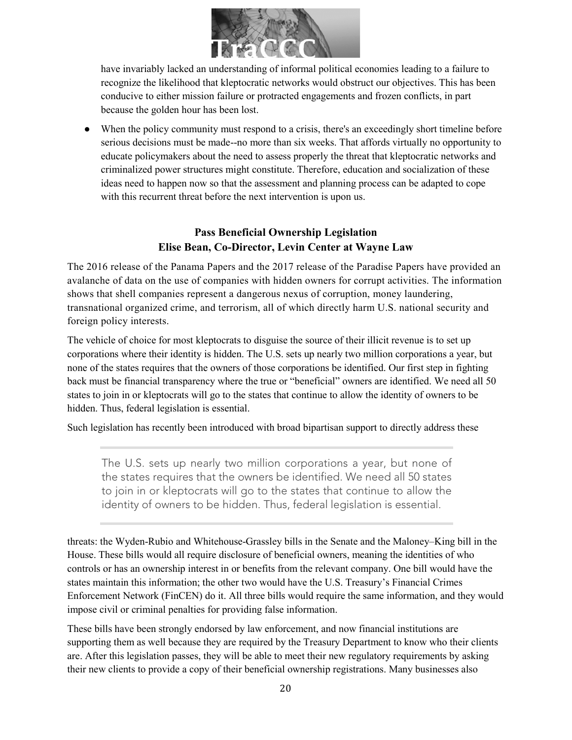have invariably lacked an understanding of informal political economies leading to a failure to recognize the likelihood that kleptocratic networks would obstruct our objectives. This has been conducive to either mission failure or protracted engagements and frozen conflicts, in part because the golden hour has been lost.

- When the policy community must respond to a crisis, there's an exceedingly short timeline before serious decisions must be made--no more than six weeks. That affords virtually no opportunity to educate policymakers about the need to assess properly the threat that kleptocratic networks and criminalized power structures might constitute. Therefore, education and socialization of these ideas need to happen now so that the assessment and planning process can be adapted to cope with this recurrent threat before the next intervention is upon us.

## Pass Beneficial Ownership Legislation
### Elise Bean, Co-Director, Levin Center at Wayne Law

The 2016 release of the Panama Papers and the 2017 release of the Paradise Papers have provided an avalanche of data on the use of companies with hidden owners for corrupt activities. The information shows that shell companies represent a dangerous nexus of corruption, money laundering, transnational organized crime, and terrorism, all of which directly harm U.S. national security and foreign policy interests.

The vehicle of choice for most kleptocrats to disguise the source of their illicit revenue is to set up corporations where their identity is hidden. The U.S. sets up nearly two million corporations a year, but none of the states requires that the owners of those corporations be identified. Our first step in fighting back must be financial transparency where the true or "beneficial" owners are identified. We need all 50 states to join in or kleptocrats will go to the states that continue to allow the identity of owners to be hidden. Thus, federal legislation is essential.

Such legislation has recently been introduced with broad bipartisan support to directly address these

> The U.S. sets up nearly two million corporations a year, but none of the states requires that the owners be identified. We need all 50 states to join in or kleptocrats will go to the states that continue to allow the identity of owners to be hidden. Thus, federal legislation is essential.

threats: the Wyden-Rubio and Whitehouse-Grassley bills in the Senate and the Maloney–King bill in the House. These bills would all require disclosure of beneficial owners, meaning the identities of who controls or has an ownership interest in or benefits from the relevant company. One bill would have the states maintain this information; the other two would have the U.S. Treasury's Financial Crimes Enforcement Network (FinCEN) do it. All three bills would require the same information, and they would impose civil or criminal penalties for providing false information.

These bills have been strongly endorsed by law enforcement, and now financial institutions are supporting them as well because they are required by the Treasury Department to know who their clients are. After this legislation passes, they will be able to meet their new regulatory requirements by asking their new clients to provide a copy of their beneficial ownership registrations. Many businesses also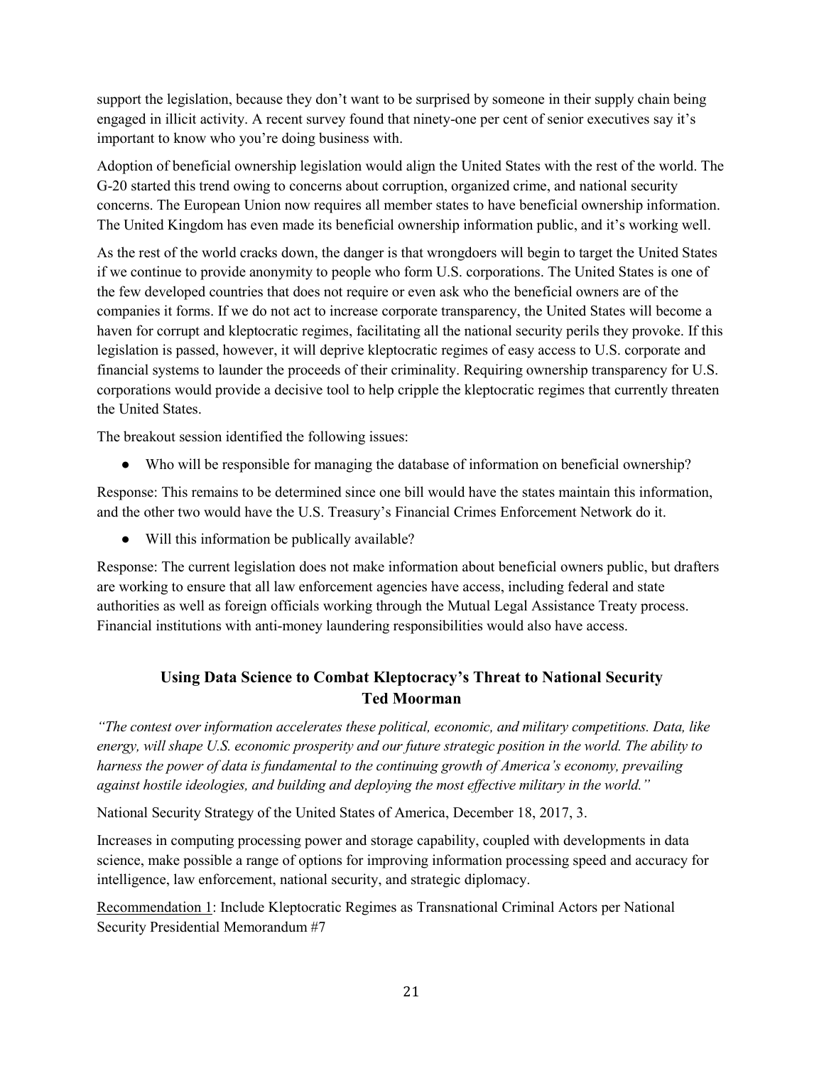support the legislation, because they don't want to be surprised by someone in their supply chain being engaged in illicit activity. A recent survey found that ninety-one per cent of senior executives say it's important to know who you're doing business with.

Adoption of beneficial ownership legislation would align the United States with the rest of the world. The G-20 started this trend owing to concerns about corruption, organized crime, and national security concerns. The European Union now requires all member states to have beneficial ownership information. The United Kingdom has even made its beneficial ownership information public, and it's working well.

As the rest of the world cracks down, the danger is that wrongdoers will begin to target the United States if we continue to provide anonymity to people who form U.S. corporations. The United States is one of the few developed countries that does not require or even ask who the beneficial owners are of the companies it forms. If we do not act to increase corporate transparency, the United States will become a haven for corrupt and kleptocratic regimes, facilitating all the national security perils they provoke. If this legislation is passed, however, it will deprive kleptocratic regimes of easy access to U.S. corporate and financial systems to launder the proceeds of their criminality. Requiring ownership transparency for U.S. corporations would provide a decisive tool to help cripple the kleptocratic regimes that currently threaten the United States.

The breakout session identified the following issues:

- Who will be responsible for managing the database of information on beneficial ownership?

Response: This remains to be determined since one bill would have the states maintain this information, and the other two would have the U.S. Treasury's Financial Crimes Enforcement Network do it.

- Will this information be publically available?

Response: The current legislation does not make information about beneficial owners public, but drafters are working to ensure that all law enforcement agencies have access, including federal and state authorities as well as foreign officials working through the Mutual Legal Assistance Treaty process. Financial institutions with anti-money laundering responsibilities would also have access.

## Using Data Science to Combat Kleptocracy's Threat to National Security
## Ted Moorman

*"The contest over information accelerates these political, economic, and military competitions. Data, like energy, will shape U.S. economic prosperity and our future strategic position in the world. The ability to harness the power of data is fundamental to the continuing growth of America's economy, prevailing against hostile ideologies, and building and deploying the most effective military in the world."*

National Security Strategy of the United States of America, December 18, 2017, 3.

Increases in computing processing power and storage capability, coupled with developments in data science, make possible a range of options for improving information processing speed and accuracy for intelligence, law enforcement, national security, and strategic diplomacy.

Recommendation 1: Include Kleptocratic Regimes as Transnational Criminal Actors per National Security Presidential Memorandum #7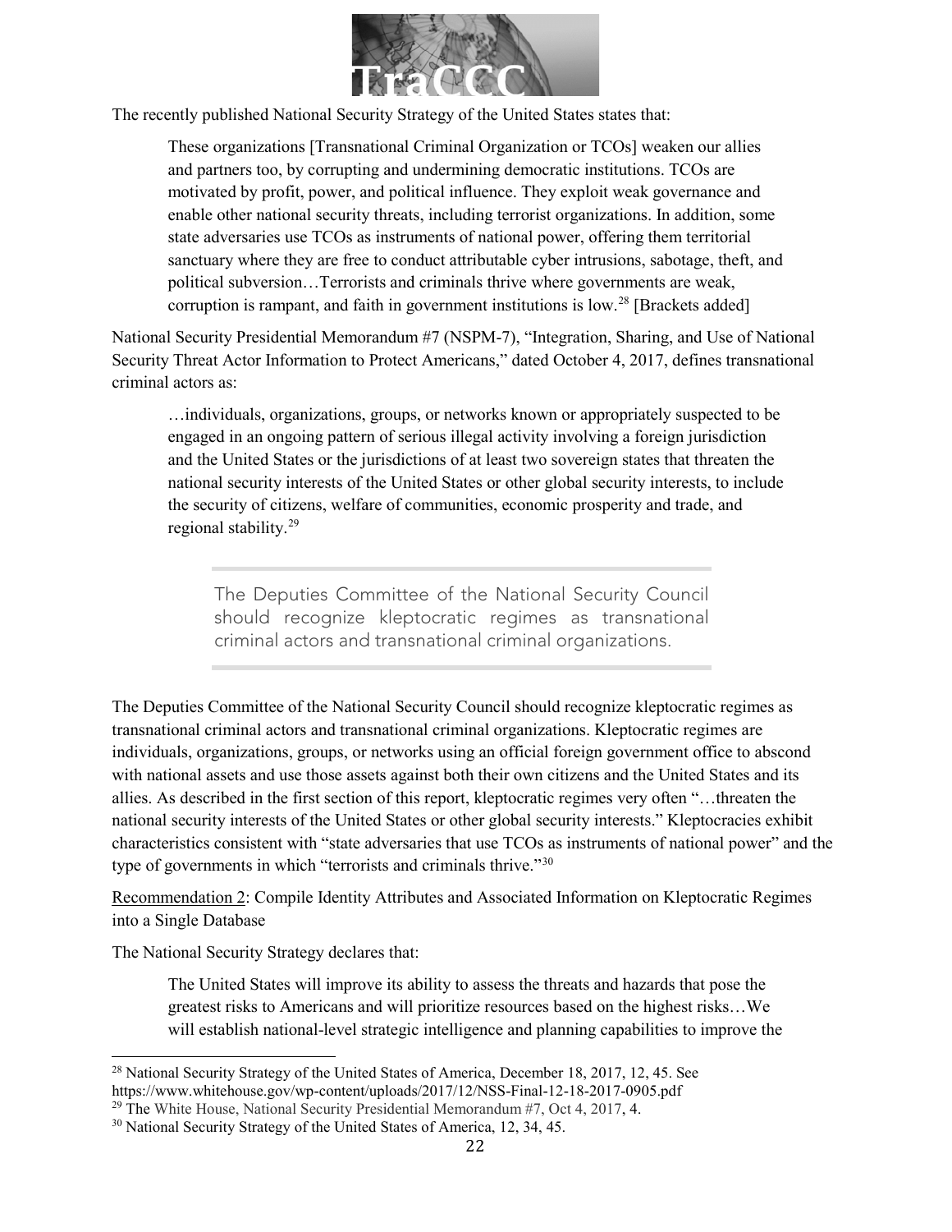The recently published National Security Strategy of the United States states that:

> These organizations [Transnational Criminal Organization or TCOs] weaken our allies and partners too, by corrupting and undermining democratic institutions. TCOs are motivated by profit, power, and political influence. They exploit weak governance and enable other national security threats, including terrorist organizations. In addition, some state adversaries use TCOs as instruments of national power, offering them territorial sanctuary where they are free to conduct attributable cyber intrusions, sabotage, theft, and political subversion…Terrorists and criminals thrive where governments are weak, corruption is rampant, and faith in government institutions is low.[28] [Brackets added]

National Security Presidential Memorandum #7 (NSPM-7), "Integration, Sharing, and Use of National Security Threat Actor Information to Protect Americans," dated October 4, 2017, defines transnational criminal actors as:

> …individuals, organizations, groups, or networks known or appropriately suspected to be engaged in an ongoing pattern of serious illegal activity involving a foreign jurisdiction and the United States or the jurisdictions of at least two sovereign states that threaten the national security interests of the United States or other global security interests, to include the security of citizens, welfare of communities, economic prosperity and trade, and regional stability.[29]

> The Deputies Committee of the National Security Council should recognize kleptocratic regimes as transnational criminal actors and transnational criminal organizations.

The Deputies Committee of the National Security Council should recognize kleptocratic regimes as transnational criminal actors and transnational criminal organizations. Kleptocratic regimes are individuals, organizations, groups, or networks using an official foreign government office to abscond with national assets and use those assets against both their own citizens and the United States and its allies. As described in the first section of this report, kleptocratic regimes very often "…threaten the national security interests of the United States or other global security interests." Kleptocracies exhibit characteristics consistent with "state adversaries that use TCOs as instruments of national power" and the type of governments in which "terrorists and criminals thrive."[30]

Recommendation 2: Compile Identity Attributes and Associated Information on Kleptocratic Regimes into a Single Database

The National Security Strategy declares that:

> The United States will improve its ability to assess the threats and hazards that pose the greatest risks to Americans and will prioritize resources based on the highest risks…We will establish national-level strategic intelligence and planning capabilities to improve the

---

[28] National Security Strategy of the United States of America, December 18, 2017, 12, 45. See https://www.whitehouse.gov/wp-content/uploads/2017/12/NSS-Final-12-18-2017-0905.pdf

[29] The White House, National Security Presidential Memorandum #7, Oct 4, 2017, 4.

[30] National Security Strategy of the United States of America, 12, 34, 45.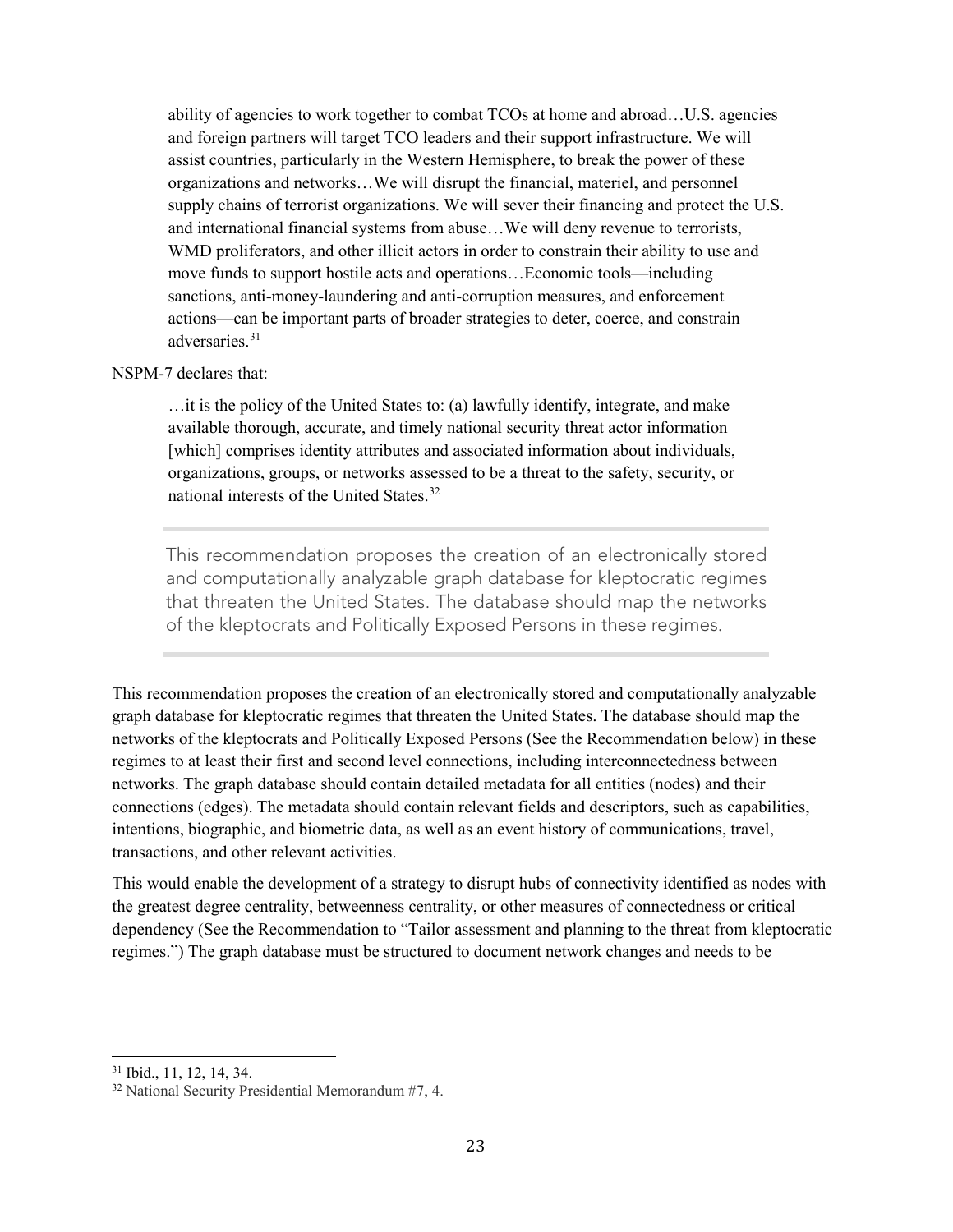> ability of agencies to work together to combat TCOs at home and abroad…U.S. agencies and foreign partners will target TCO leaders and their support infrastructure. We will assist countries, particularly in the Western Hemisphere, to break the power of these organizations and networks…We will disrupt the financial, materiel, and personnel supply chains of terrorist organizations. We will sever their financing and protect the U.S. and international financial systems from abuse…We will deny revenue to terrorists, WMD proliferators, and other illicit actors in order to constrain their ability to use and move funds to support hostile acts and operations…Economic tools—including sanctions, anti-money-laundering and anti-corruption measures, and enforcement actions—can be important parts of broader strategies to deter, coerce, and constrain adversaries.[31]

NSPM-7 declares that:

> …it is the policy of the United States to: (a) lawfully identify, integrate, and make available thorough, accurate, and timely national security threat actor information [which] comprises identity attributes and associated information about individuals, organizations, groups, or networks assessed to be a threat to the safety, security, or national interests of the United States.[32]

---

This recommendation proposes the creation of an electronically stored and computationally analyzable graph database for kleptocratic regimes that threaten the United States. The database should map the networks of the kleptocrats and Politically Exposed Persons in these regimes.

---

This recommendation proposes the creation of an electronically stored and computationally analyzable graph database for kleptocratic regimes that threaten the United States. The database should map the networks of the kleptocrats and Politically Exposed Persons (See the Recommendation below) in these regimes to at least their first and second level connections, including interconnectedness between networks. The graph database should contain detailed metadata for all entities (nodes) and their connections (edges). The metadata should contain relevant fields and descriptors, such as capabilities, intentions, biographic, and biometric data, as well as an event history of communications, travel, transactions, and other relevant activities.

This would enable the development of a strategy to disrupt hubs of connectivity identified as nodes with the greatest degree centrality, betweenness centrality, or other measures of connectedness or critical dependency (See the Recommendation to "Tailor assessment and planning to the threat from kleptocratic regimes.") The graph database must be structured to document network changes and needs to be

---

[31] Ibid., 11, 12, 14, 34.

[32] National Security Presidential Memorandum #7, 4.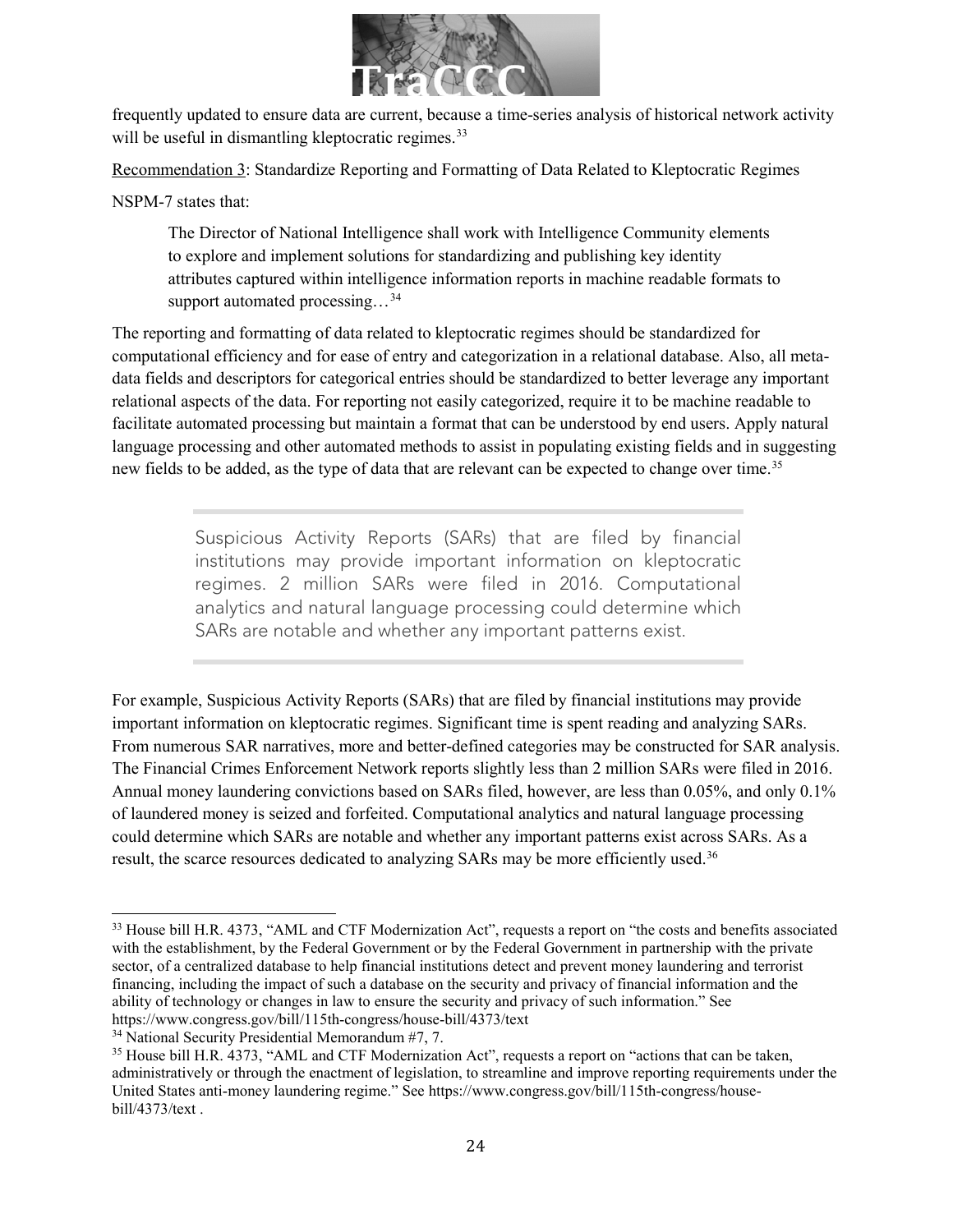frequently updated to ensure data are current, because a time-series analysis of historical network activity will be useful in dismantling kleptocratic regimes.[33]

Recommendation 3: Standardize Reporting and Formatting of Data Related to Kleptocratic Regimes

NSPM-7 states that:

> The Director of National Intelligence shall work with Intelligence Community elements to explore and implement solutions for standardizing and publishing key identity attributes captured within intelligence information reports in machine readable formats to support automated processing…[34]

The reporting and formatting of data related to kleptocratic regimes should be standardized for computational efficiency and for ease of entry and categorization in a relational database. Also, all meta-data fields and descriptors for categorical entries should be standardized to better leverage any important relational aspects of the data. For reporting not easily categorized, require it to be machine readable to facilitate automated processing but maintain a format that can be understood by end users. Apply natural language processing and other automated methods to assist in populating existing fields and in suggesting new fields to be added, as the type of data that are relevant can be expected to change over time.[35]

> Suspicious Activity Reports (SARs) that are filed by financial institutions may provide important information on kleptocratic regimes. 2 million SARs were filed in 2016. Computational analytics and natural language processing could determine which SARs are notable and whether any important patterns exist.

For example, Suspicious Activity Reports (SARs) that are filed by financial institutions may provide important information on kleptocratic regimes. Significant time is spent reading and analyzing SARs. From numerous SAR narratives, more and better-defined categories may be constructed for SAR analysis. The Financial Crimes Enforcement Network reports slightly less than 2 million SARs were filed in 2016. Annual money laundering convictions based on SARs filed, however, are less than 0.05%, and only 0.1% of laundered money is seized and forfeited. Computational analytics and natural language processing could determine which SARs are notable and whether any important patterns exist across SARs. As a result, the scarce resources dedicated to analyzing SARs may be more efficiently used.[36]

---

[33] House bill H.R. 4373, "AML and CTF Modernization Act", requests a report on "the costs and benefits associated with the establishment, by the Federal Government or by the Federal Government in partnership with the private sector, of a centralized database to help financial institutions detect and prevent money laundering and terrorist financing, including the impact of such a database on the security and privacy of financial information and the ability of technology or changes in law to ensure the security and privacy of such information." See https://www.congress.gov/bill/115th-congress/house-bill/4373/text

[34] National Security Presidential Memorandum #7, 7.

[35] House bill H.R. 4373, "AML and CTF Modernization Act", requests a report on "actions that can be taken, administratively or through the enactment of legislation, to streamline and improve reporting requirements under the United States anti-money laundering regime." See https://www.congress.gov/bill/115th-congress/house-bill/4373/text .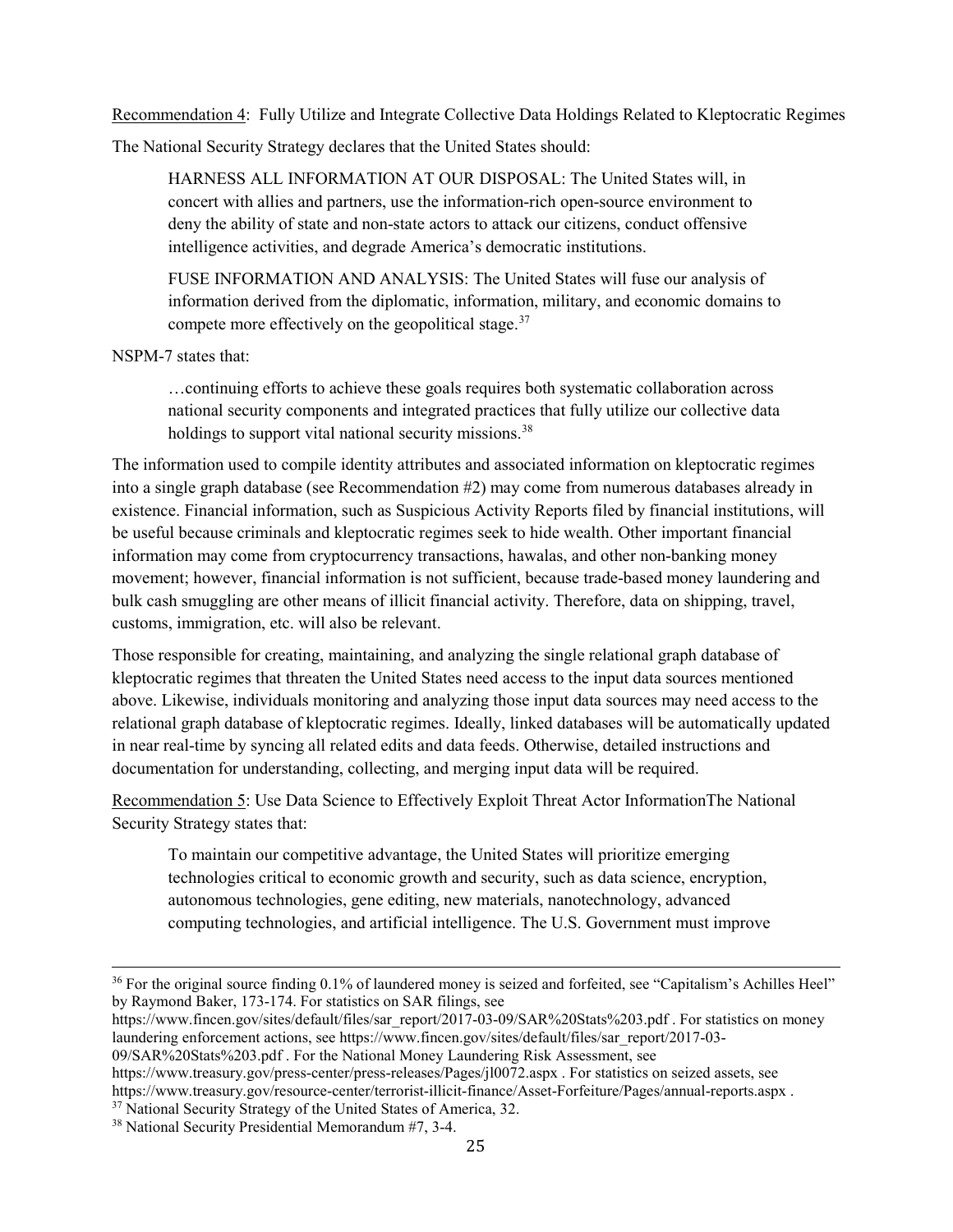Recommendation 4: Fully Utilize and Integrate Collective Data Holdings Related to Kleptocratic Regimes

The National Security Strategy declares that the United States should:

> HARNESS ALL INFORMATION AT OUR DISPOSAL: The United States will, in concert with allies and partners, use the information-rich open-source environment to deny the ability of state and non-state actors to attack our citizens, conduct offensive intelligence activities, and degrade America's democratic institutions.
>
> FUSE INFORMATION AND ANALYSIS: The United States will fuse our analysis of information derived from the diplomatic, information, military, and economic domains to compete more effectively on the geopolitical stage.[37]

NSPM-7 states that:

> …continuing efforts to achieve these goals requires both systematic collaboration across national security components and integrated practices that fully utilize our collective data holdings to support vital national security missions.[38]

The information used to compile identity attributes and associated information on kleptocratic regimes into a single graph database (see Recommendation #2) may come from numerous databases already in existence. Financial information, such as Suspicious Activity Reports filed by financial institutions, will be useful because criminals and kleptocratic regimes seek to hide wealth. Other important financial information may come from cryptocurrency transactions, hawalas, and other non-banking money movement; however, financial information is not sufficient, because trade-based money laundering and bulk cash smuggling are other means of illicit financial activity. Therefore, data on shipping, travel, customs, immigration, etc. will also be relevant.

Those responsible for creating, maintaining, and analyzing the single relational graph database of kleptocratic regimes that threaten the United States need access to the input data sources mentioned above. Likewise, individuals monitoring and analyzing those input data sources may need access to the relational graph database of kleptocratic regimes. Ideally, linked databases will be automatically updated in near real-time by syncing all related edits and data feeds. Otherwise, detailed instructions and documentation for understanding, collecting, and merging input data will be required.

Recommendation 5: Use Data Science to Effectively Exploit Threat Actor InformationThe National Security Strategy states that:

> To maintain our competitive advantage, the United States will prioritize emerging technologies critical to economic growth and security, such as data science, encryption, autonomous technologies, gene editing, new materials, nanotechnology, advanced computing technologies, and artificial intelligence. The U.S. Government must improve

---

[36] For the original source finding 0.1% of laundered money is seized and forfeited, see "Capitalism's Achilles Heel" by Raymond Baker, 173-174. For statistics on SAR filings, see https://www.fincen.gov/sites/default/files/sar_report/2017-03-09/SAR%20Stats%203.pdf . For statistics on money laundering enforcement actions, see https://www.fincen.gov/sites/default/files/sar_report/2017-03-09/SAR%20Stats%203.pdf . For the National Money Laundering Risk Assessment, see https://www.treasury.gov/press-center/press-releases/Pages/jl0072.aspx . For statistics on seized assets, see https://www.treasury.gov/resource-center/terrorist-illicit-finance/Asset-Forfeiture/Pages/annual-reports.aspx .

[37] National Security Strategy of the United States of America, 32.

[38] National Security Presidential Memorandum #7, 3-4.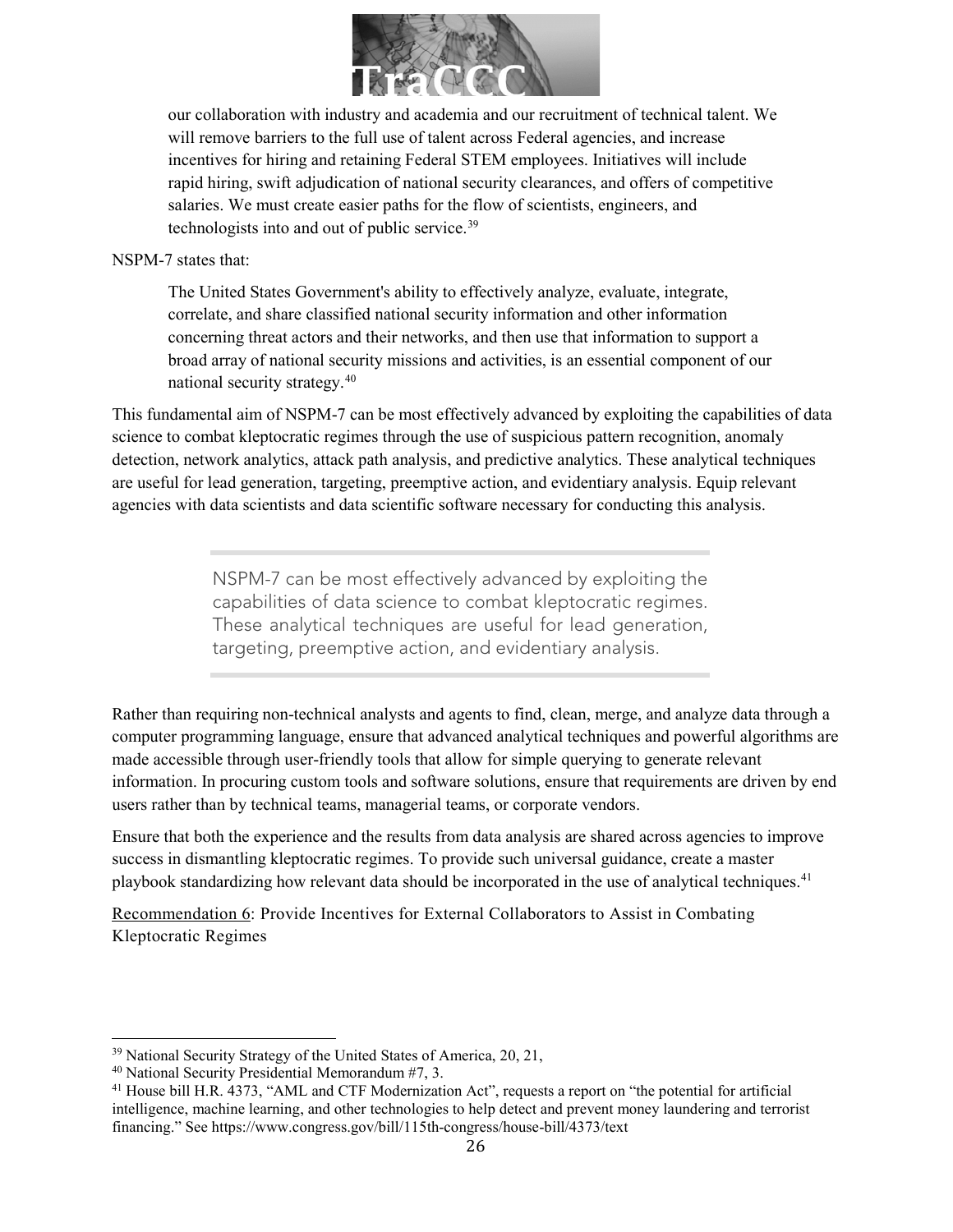> our collaboration with industry and academia and our recruitment of technical talent. We will remove barriers to the full use of talent across Federal agencies, and increase incentives for hiring and retaining Federal STEM employees. Initiatives will include rapid hiring, swift adjudication of national security clearances, and offers of competitive salaries. We must create easier paths for the flow of scientists, engineers, and technologists into and out of public service.[39]

NSPM-7 states that:

> The United States Government's ability to effectively analyze, evaluate, integrate, correlate, and share classified national security information and other information concerning threat actors and their networks, and then use that information to support a broad array of national security missions and activities, is an essential component of our national security strategy.[40]

This fundamental aim of NSPM-7 can be most effectively advanced by exploiting the capabilities of data science to combat kleptocratic regimes through the use of suspicious pattern recognition, anomaly detection, network analytics, attack path analysis, and predictive analytics. These analytical techniques are useful for lead generation, targeting, preemptive action, and evidentiary analysis. Equip relevant agencies with data scientists and data scientific software necessary for conducting this analysis.

> NSPM-7 can be most effectively advanced by exploiting the capabilities of data science to combat kleptocratic regimes. These analytical techniques are useful for lead generation, targeting, preemptive action, and evidentiary analysis.

Rather than requiring non-technical analysts and agents to find, clean, merge, and analyze data through a computer programming language, ensure that advanced analytical techniques and powerful algorithms are made accessible through user-friendly tools that allow for simple querying to generate relevant information. In procuring custom tools and software solutions, ensure that requirements are driven by end users rather than by technical teams, managerial teams, or corporate vendors.

Ensure that both the experience and the results from data analysis are shared across agencies to improve success in dismantling kleptocratic regimes. To provide such universal guidance, create a master playbook standardizing how relevant data should be incorporated in the use of analytical techniques.[41]

<u>Recommendation 6</u>: Provide Incentives for External Collaborators to Assist in Combating Kleptocratic Regimes

---

[39] National Security Strategy of the United States of America, 20, 21,

[40] National Security Presidential Memorandum #7, 3.

[41] House bill H.R. 4373, "AML and CTF Modernization Act", requests a report on "the potential for artificial intelligence, machine learning, and other technologies to help detect and prevent money laundering and terrorist financing." See https://www.congress.gov/bill/115th-congress/house-bill/4373/text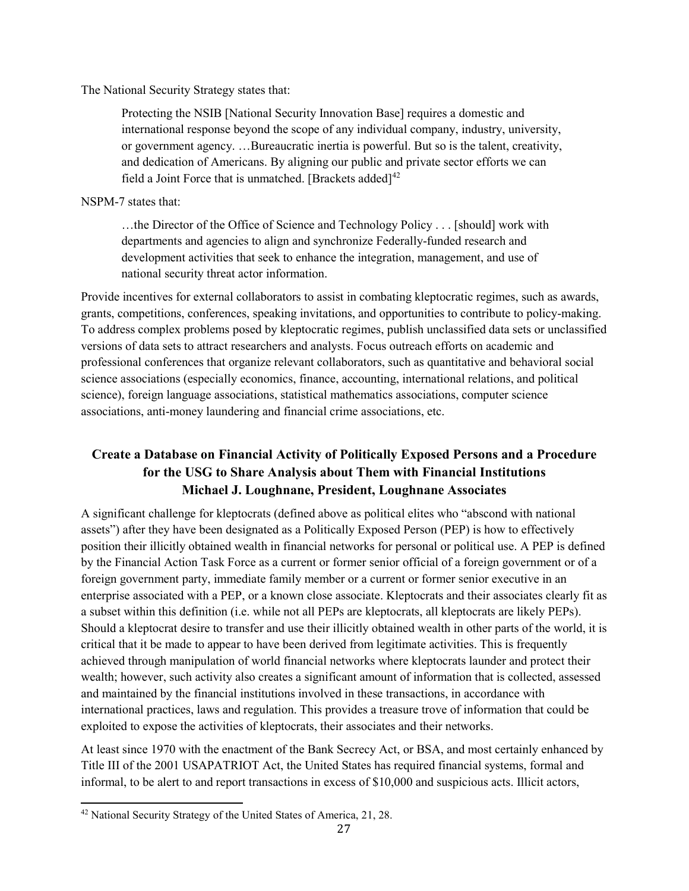The National Security Strategy states that:

> Protecting the NSIB [National Security Innovation Base] requires a domestic and international response beyond the scope of any individual company, industry, university, or government agency. …Bureaucratic inertia is powerful. But so is the talent, creativity, and dedication of Americans. By aligning our public and private sector efforts we can field a Joint Force that is unmatched. [Brackets added][42]

NSPM-7 states that:

> …the Director of the Office of Science and Technology Policy . . . [should] work with departments and agencies to align and synchronize Federally-funded research and development activities that seek to enhance the integration, management, and use of national security threat actor information.

Provide incentives for external collaborators to assist in combating kleptocratic regimes, such as awards, grants, competitions, conferences, speaking invitations, and opportunities to contribute to policy-making. To address complex problems posed by kleptocratic regimes, publish unclassified data sets or unclassified versions of data sets to attract researchers and analysts. Focus outreach efforts on academic and professional conferences that organize relevant collaborators, such as quantitative and behavioral social science associations (especially economics, finance, accounting, international relations, and political science), foreign language associations, statistical mathematics associations, computer science associations, anti-money laundering and financial crime associations, etc.

## Create a Database on Financial Activity of Politically Exposed Persons and a Procedure for the USG to Share Analysis about Them with Financial Institutions

**Michael J. Loughnane, President, Loughnane Associates**

A significant challenge for kleptocrats (defined above as political elites who "abscond with national assets") after they have been designated as a Politically Exposed Person (PEP) is how to effectively position their illicitly obtained wealth in financial networks for personal or political use. A PEP is defined by the Financial Action Task Force as a current or former senior official of a foreign government or of a foreign government party, immediate family member or a current or former senior executive in an enterprise associated with a PEP, or a known close associate. Kleptocrats and their associates clearly fit as a subset within this definition (i.e. while not all PEPs are kleptocrats, all kleptocrats are likely PEPs). Should a kleptocrat desire to transfer and use their illicitly obtained wealth in other parts of the world, it is critical that it be made to appear to have been derived from legitimate activities. This is frequently achieved through manipulation of world financial networks where kleptocrats launder and protect their wealth; however, such activity also creates a significant amount of information that is collected, assessed and maintained by the financial institutions involved in these transactions, in accordance with international practices, laws and regulation. This provides a treasure trove of information that could be exploited to expose the activities of kleptocrats, their associates and their networks.

At least since 1970 with the enactment of the Bank Secrecy Act, or BSA, and most certainly enhanced by Title III of the 2001 USAPATRIOT Act, the United States has required financial systems, formal and informal, to be alert to and report transactions in excess of $10,000 and suspicious acts. Illicit actors,

[42] National Security Strategy of the United States of America, 21, 28.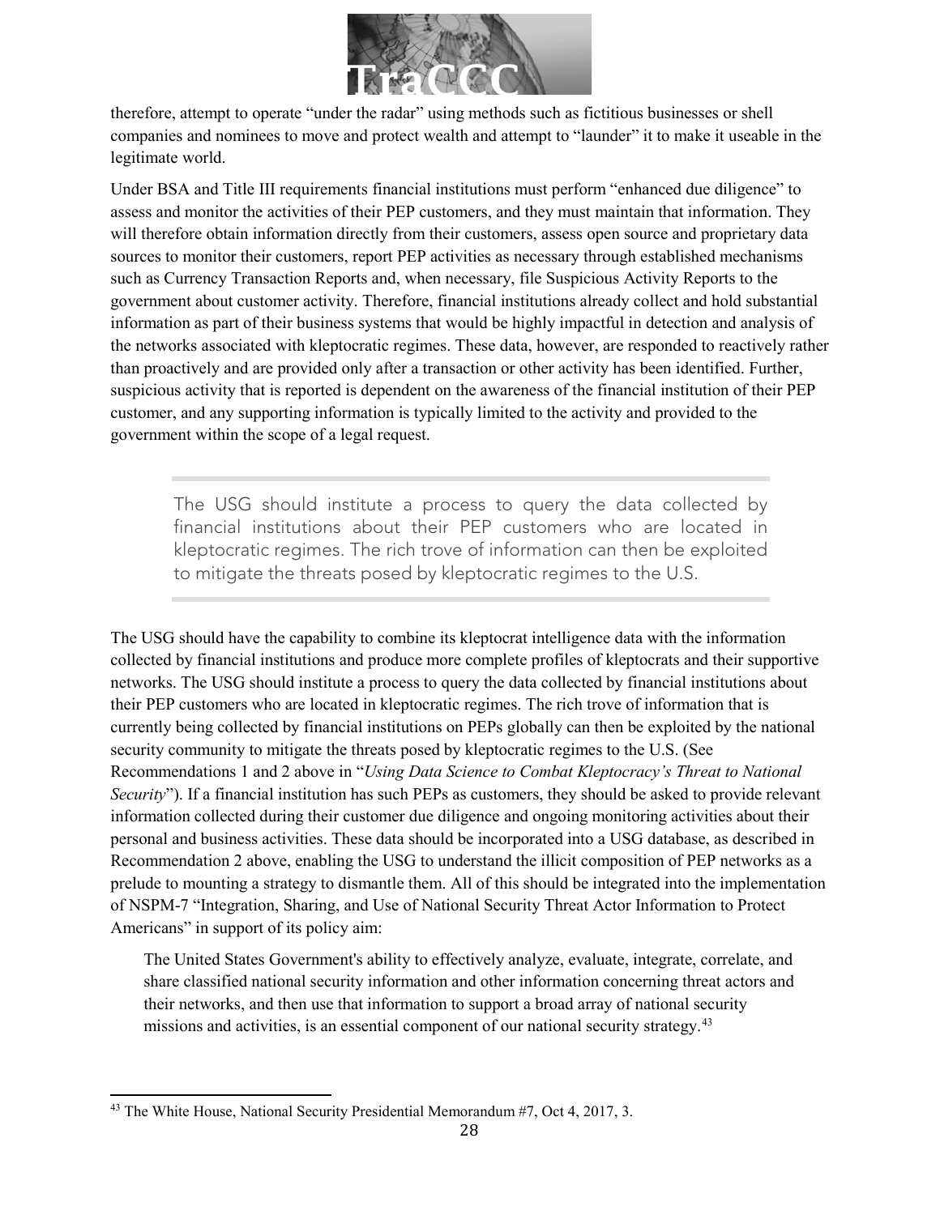therefore, attempt to operate "under the radar" using methods such as fictitious businesses or shell companies and nominees to move and protect wealth and attempt to "launder" it to make it useable in the legitimate world.

Under BSA and Title III requirements financial institutions must perform "enhanced due diligence" to assess and monitor the activities of their PEP customers, and they must maintain that information. They will therefore obtain information directly from their customers, assess open source and proprietary data sources to monitor their customers, report PEP activities as necessary through established mechanisms such as Currency Transaction Reports and, when necessary, file Suspicious Activity Reports to the government about customer activity. Therefore, financial institutions already collect and hold substantial information as part of their business systems that would be highly impactful in detection and analysis of the networks associated with kleptocratic regimes. These data, however, are responded to reactively rather than proactively and are provided only after a transaction or other activity has been identified. Further, suspicious activity that is reported is dependent on the awareness of the financial institution of their PEP customer, and any supporting information is typically limited to the activity and provided to the government within the scope of a legal request.

> The USG should institute a process to query the data collected by financial institutions about their PEP customers who are located in kleptocratic regimes. The rich trove of information can then be exploited to mitigate the threats posed by kleptocratic regimes to the U.S.

The USG should have the capability to combine its kleptocrat intelligence data with the information collected by financial institutions and produce more complete profiles of kleptocrats and their supportive networks. The USG should institute a process to query the data collected by financial institutions about their PEP customers who are located in kleptocratic regimes. The rich trove of information that is currently being collected by financial institutions on PEPs globally can then be exploited by the national security community to mitigate the threats posed by kleptocratic regimes to the U.S. (See Recommendations 1 and 2 above in "*Using Data Science to Combat Kleptocracy's Threat to National Security*"). If a financial institution has such PEPs as customers, they should be asked to provide relevant information collected during their customer due diligence and ongoing monitoring activities about their personal and business activities. These data should be incorporated into a USG database, as described in Recommendation 2 above, enabling the USG to understand the illicit composition of PEP networks as a prelude to mounting a strategy to dismantle them. All of this should be integrated into the implementation of NSPM-7 "Integration, Sharing, and Use of National Security Threat Actor Information to Protect Americans" in support of its policy aim:

> The United States Government's ability to effectively analyze, evaluate, integrate, correlate, and share classified national security information and other information concerning threat actors and their networks, and then use that information to support a broad array of national security missions and activities, is an essential component of our national security strategy.[43]

[43] The White House, National Security Presidential Memorandum #7, Oct 4, 2017, 3.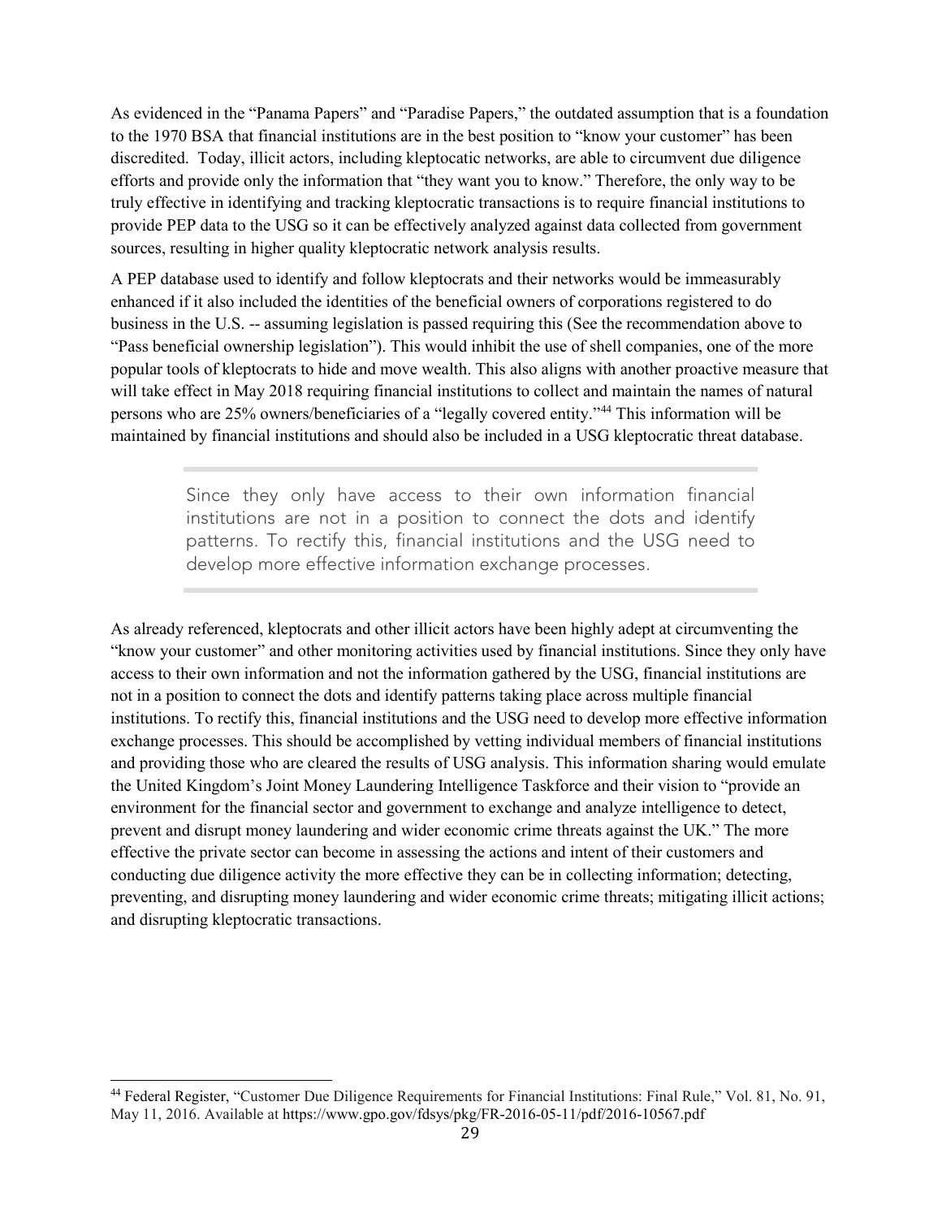As evidenced in the "Panama Papers" and "Paradise Papers," the outdated assumption that is a foundation to the 1970 BSA that financial institutions are in the best position to "know your customer" has been discredited. Today, illicit actors, including kleptocatic networks, are able to circumvent due diligence efforts and provide only the information that "they want you to know." Therefore, the only way to be truly effective in identifying and tracking kleptocratic transactions is to require financial institutions to provide PEP data to the USG so it can be effectively analyzed against data collected from government sources, resulting in higher quality kleptocratic network analysis results.

A PEP database used to identify and follow kleptocrats and their networks would be immeasurably enhanced if it also included the identities of the beneficial owners of corporations registered to do business in the U.S. -- assuming legislation is passed requiring this (See the recommendation above to "Pass beneficial ownership legislation"). This would inhibit the use of shell companies, one of the more popular tools of kleptocrats to hide and move wealth. This also aligns with another proactive measure that will take effect in May 2018 requiring financial institutions to collect and maintain the names of natural persons who are 25% owners/beneficiaries of a "legally covered entity."[44] This information will be maintained by financial institutions and should also be included in a USG kleptocratic threat database.

> Since they only have access to their own information financial institutions are not in a position to connect the dots and identify patterns. To rectify this, financial institutions and the USG need to develop more effective information exchange processes.

As already referenced, kleptocrats and other illicit actors have been highly adept at circumventing the "know your customer" and other monitoring activities used by financial institutions. Since they only have access to their own information and not the information gathered by the USG, financial institutions are not in a position to connect the dots and identify patterns taking place across multiple financial institutions. To rectify this, financial institutions and the USG need to develop more effective information exchange processes. This should be accomplished by vetting individual members of financial institutions and providing those who are cleared the results of USG analysis. This information sharing would emulate the United Kingdom's Joint Money Laundering Intelligence Taskforce and their vision to "provide an environment for the financial sector and government to exchange and analyze intelligence to detect, prevent and disrupt money laundering and wider economic crime threats against the UK." The more effective the private sector can become in assessing the actions and intent of their customers and conducting due diligence activity the more effective they can be in collecting information; detecting, preventing, and disrupting money laundering and wider economic crime threats; mitigating illicit actions; and disrupting kleptocratic transactions.

---

[44] Federal Register, "Customer Due Diligence Requirements for Financial Institutions: Final Rule," Vol. 81, No. 91, May 11, 2016. Available at https://www.gpo.gov/fdsys/pkg/FR-2016-05-11/pdf/2016-10567.pdf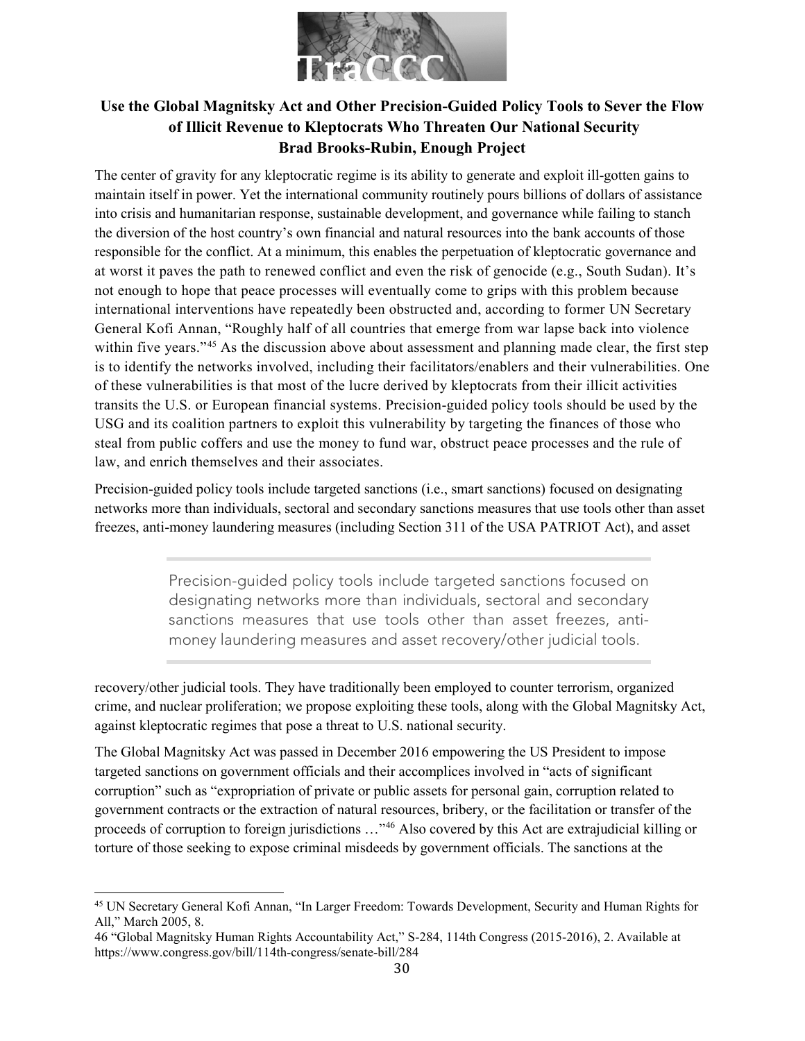## Use the Global Magnitsky Act and Other Precision-Guided Policy Tools to Sever the Flow of Illicit Revenue to Kleptocrats Who Threaten Our National Security

**Brad Brooks-Rubin, Enough Project**

The center of gravity for any kleptocratic regime is its ability to generate and exploit ill-gotten gains to maintain itself in power. Yet the international community routinely pours billions of dollars of assistance into crisis and humanitarian response, sustainable development, and governance while failing to stanch the diversion of the host country's own financial and natural resources into the bank accounts of those responsible for the conflict. At a minimum, this enables the perpetuation of kleptocratic governance and at worst it paves the path to renewed conflict and even the risk of genocide (e.g., South Sudan). It's not enough to hope that peace processes will eventually come to grips with this problem because international interventions have repeatedly been obstructed and, according to former UN Secretary General Kofi Annan, "Roughly half of all countries that emerge from war lapse back into violence within five years."[45] As the discussion above about assessment and planning made clear, the first step is to identify the networks involved, including their facilitators/enablers and their vulnerabilities. One of these vulnerabilities is that most of the lucre derived by kleptocrats from their illicit activities transits the U.S. or European financial systems. Precision-guided policy tools should be used by the USG and its coalition partners to exploit this vulnerability by targeting the finances of those who steal from public coffers and use the money to fund war, obstruct peace processes and the rule of law, and enrich themselves and their associates.

Precision-guided policy tools include targeted sanctions (i.e., smart sanctions) focused on designating networks more than individuals, sectoral and secondary sanctions measures that use tools other than asset freezes, anti-money laundering measures (including Section 311 of the USA PATRIOT Act), and asset recovery/other judicial tools. They have traditionally been employed to counter terrorism, organized crime, and nuclear proliferation; we propose exploiting these tools, along with the Global Magnitsky Act, against kleptocratic regimes that pose a threat to U.S. national security.

> Precision-guided policy tools include targeted sanctions focused on designating networks more than individuals, sectoral and secondary sanctions measures that use tools other than asset freezes, anti-money laundering measures and asset recovery/other judicial tools.

The Global Magnitsky Act was passed in December 2016 empowering the US President to impose targeted sanctions on government officials and their accomplices involved in "acts of significant corruption" such as "expropriation of private or public assets for personal gain, corruption related to government contracts or the extraction of natural resources, bribery, or the facilitation or transfer of the proceeds of corruption to foreign jurisdictions …"[46] Also covered by this Act are extrajudicial killing or torture of those seeking to expose criminal misdeeds by government officials. The sanctions at the

---

[45] UN Secretary General Kofi Annan, "In Larger Freedom: Towards Development, Security and Human Rights for All," March 2005, 8.

46 "Global Magnitsky Human Rights Accountability Act," S-284, 114th Congress (2015-2016), 2. Available at https://www.congress.gov/bill/114th-congress/senate-bill/284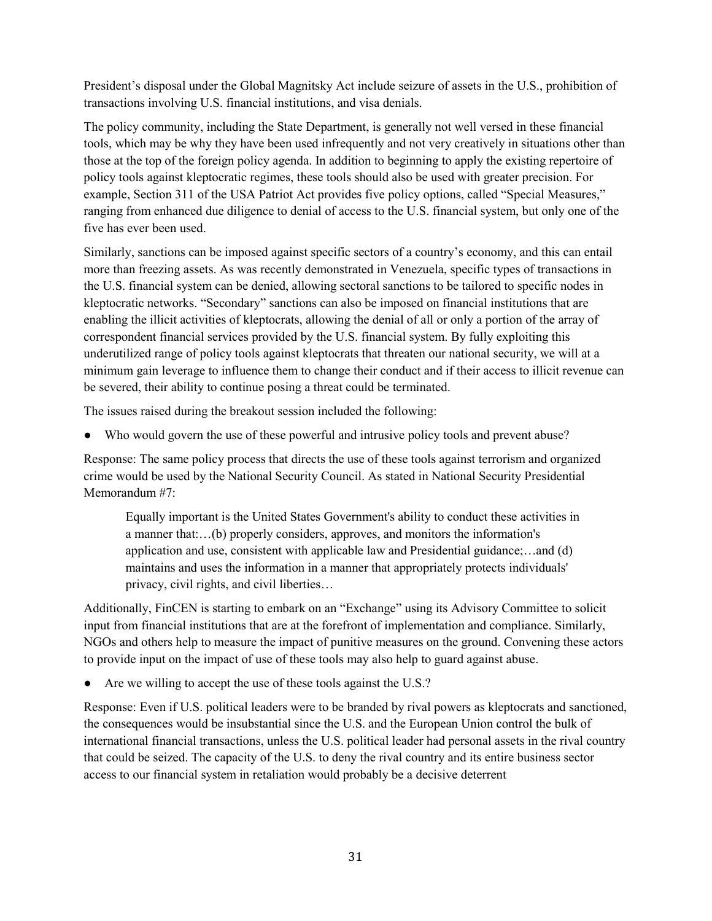President's disposal under the Global Magnitsky Act include seizure of assets in the U.S., prohibition of transactions involving U.S. financial institutions, and visa denials.

The policy community, including the State Department, is generally not well versed in these financial tools, which may be why they have been used infrequently and not very creatively in situations other than those at the top of the foreign policy agenda. In addition to beginning to apply the existing repertoire of policy tools against kleptocratic regimes, these tools should also be used with greater precision. For example, Section 311 of the USA Patriot Act provides five policy options, called "Special Measures," ranging from enhanced due diligence to denial of access to the U.S. financial system, but only one of the five has ever been used.

Similarly, sanctions can be imposed against specific sectors of a country's economy, and this can entail more than freezing assets. As was recently demonstrated in Venezuela, specific types of transactions in the U.S. financial system can be denied, allowing sectoral sanctions to be tailored to specific nodes in kleptocratic networks. "Secondary" sanctions can also be imposed on financial institutions that are enabling the illicit activities of kleptocrats, allowing the denial of all or only a portion of the array of correspondent financial services provided by the U.S. financial system. By fully exploiting this underutilized range of policy tools against kleptocrats that threaten our national security, we will at a minimum gain leverage to influence them to change their conduct and if their access to illicit revenue can be severed, their ability to continue posing a threat could be terminated.

The issues raised during the breakout session included the following:

- Who would govern the use of these powerful and intrusive policy tools and prevent abuse?

Response: The same policy process that directs the use of these tools against terrorism and organized crime would be used by the National Security Council. As stated in National Security Presidential Memorandum #7:

> Equally important is the United States Government's ability to conduct these activities in a manner that:…(b) properly considers, approves, and monitors the information's application and use, consistent with applicable law and Presidential guidance;…and (d) maintains and uses the information in a manner that appropriately protects individuals' privacy, civil rights, and civil liberties…

Additionally, FinCEN is starting to embark on an "Exchange" using its Advisory Committee to solicit input from financial institutions that are at the forefront of implementation and compliance. Similarly, NGOs and others help to measure the impact of punitive measures on the ground. Convening these actors to provide input on the impact of use of these tools may also help to guard against abuse.

- Are we willing to accept the use of these tools against the U.S.?

Response: Even if U.S. political leaders were to be branded by rival powers as kleptocrats and sanctioned, the consequences would be insubstantial since the U.S. and the European Union control the bulk of international financial transactions, unless the U.S. political leader had personal assets in the rival country that could be seized. The capacity of the U.S. to deny the rival country and its entire business sector access to our financial system in retaliation would probably be a decisive deterrent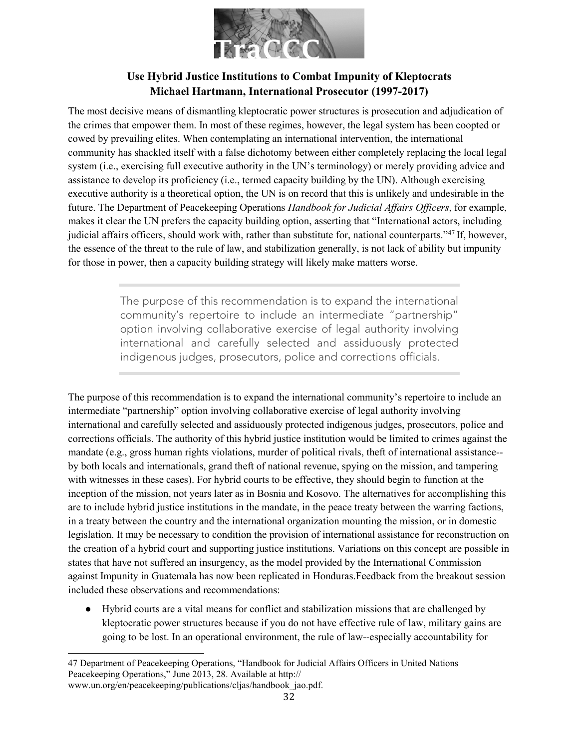## Use Hybrid Justice Institutions to Combat Impunity of Kleptocrats

### Michael Hartmann, International Prosecutor (1997-2017)

The most decisive means of dismantling kleptocratic power structures is prosecution and adjudication of the crimes that empower them. In most of these regimes, however, the legal system has been coopted or cowed by prevailing elites. When contemplating an international intervention, the international community has shackled itself with a false dichotomy between either completely replacing the local legal system (i.e., exercising full executive authority in the UN's terminology) or merely providing advice and assistance to develop its proficiency (i.e., termed capacity building by the UN). Although exercising executive authority is a theoretical option, the UN is on record that this is unlikely and undesirable in the future. The Department of Peacekeeping Operations *Handbook for Judicial Affairs Officers*, for example, makes it clear the UN prefers the capacity building option, asserting that "International actors, including judicial affairs officers, should work with, rather than substitute for, national counterparts."[47] If, however, the essence of the threat to the rule of law, and stabilization generally, is not lack of ability but impunity for those in power, then a capacity building strategy will likely make matters worse.

> The purpose of this recommendation is to expand the international community's repertoire to include an intermediate "partnership" option involving collaborative exercise of legal authority involving international and carefully selected and assiduously protected indigenous judges, prosecutors, police and corrections officials.

The purpose of this recommendation is to expand the international community's repertoire to include an intermediate "partnership" option involving collaborative exercise of legal authority involving international and carefully selected and assiduously protected indigenous judges, prosecutors, police and corrections officials. The authority of this hybrid justice institution would be limited to crimes against the mandate (e.g., gross human rights violations, murder of political rivals, theft of international assistance--by both locals and internationals, grand theft of national revenue, spying on the mission, and tampering with witnesses in these cases). For hybrid courts to be effective, they should begin to function at the inception of the mission, not years later as in Bosnia and Kosovo. The alternatives for accomplishing this are to include hybrid justice institutions in the mandate, in the peace treaty between the warring factions, in a treaty between the country and the international organization mounting the mission, or in domestic legislation. It may be necessary to condition the provision of international assistance for reconstruction on the creation of a hybrid court and supporting justice institutions. Variations on this concept are possible in states that have not suffered an insurgency, as the model provided by the International Commission against Impunity in Guatemala has now been replicated in Honduras.Feedback from the breakout session included these observations and recommendations:

- Hybrid courts are a vital means for conflict and stabilization missions that are challenged by kleptocratic power structures because if you do not have effective rule of law, military gains are going to be lost. In an operational environment, the rule of law--especially accountability for

---

47 Department of Peacekeeping Operations, "Handbook for Judicial Affairs Officers in United Nations Peacekeeping Operations," June 2013, 28. Available at http://www.un.org/en/peacekeeping/publications/cljas/handbook_jao.pdf.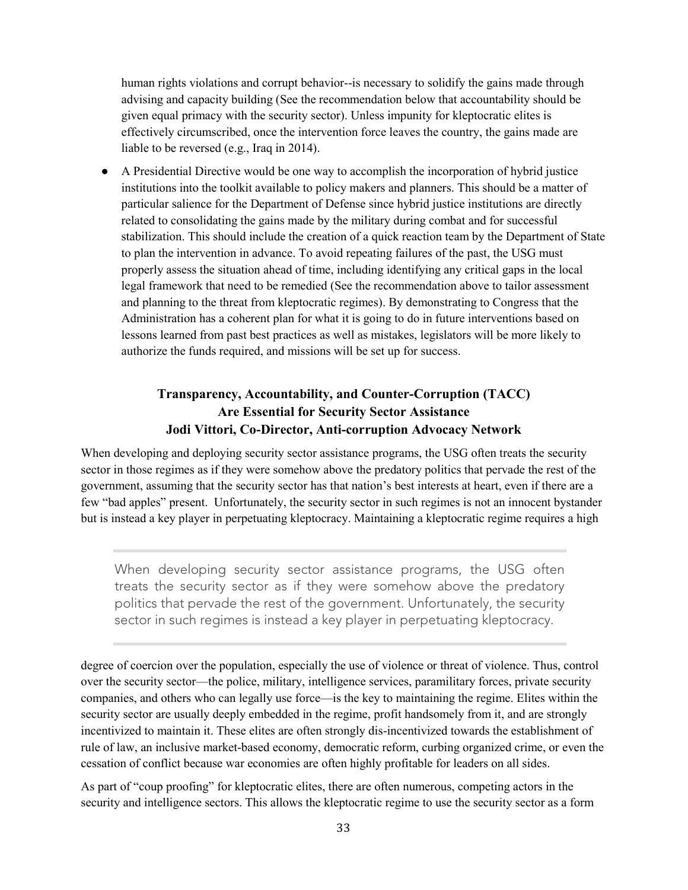human rights violations and corrupt behavior--is necessary to solidify the gains made through advising and capacity building (See the recommendation below that accountability should be given equal primacy with the security sector). Unless impunity for kleptocratic elites is effectively circumscribed, once the intervention force leaves the country, the gains made are liable to be reversed (e.g., Iraq in 2014).

- A Presidential Directive would be one way to accomplish the incorporation of hybrid justice institutions into the toolkit available to policy makers and planners. This should be a matter of particular salience for the Department of Defense since hybrid justice institutions are directly related to consolidating the gains made by the military during combat and for successful stabilization. This should include the creation of a quick reaction team by the Department of State to plan the intervention in advance. To avoid repeating failures of the past, the USG must properly assess the situation ahead of time, including identifying any critical gaps in the local legal framework that need to be remedied (See the recommendation above to tailor assessment and planning to the threat from kleptocratic regimes). By demonstrating to Congress that the Administration has a coherent plan for what it is going to do in future interventions based on lessons learned from past best practices as well as mistakes, legislators will be more likely to authorize the funds required, and missions will be set up for success.

## Transparency, Accountability, and Counter-Corruption (TACC) Are Essential for Security Sector Assistance

**Jodi Vittori, Co-Director, Anti-corruption Advocacy Network**

When developing and deploying security sector assistance programs, the USG often treats the security sector in those regimes as if they were somehow above the predatory politics that pervade the rest of the government, assuming that the security sector has that nation's best interests at heart, even if there are a few "bad apples" present. Unfortunately, the security sector in such regimes is not an innocent bystander but is instead a key player in perpetuating kleptocracy. Maintaining a kleptocratic regime requires a high

> When developing security sector assistance programs, the USG often treats the security sector as if they were somehow above the predatory politics that pervade the rest of the government. Unfortunately, the security sector in such regimes is instead a key player in perpetuating kleptocracy.

degree of coercion over the population, especially the use of violence or threat of violence. Thus, control over the security sector—the police, military, intelligence services, paramilitary forces, private security companies, and others who can legally use force—is the key to maintaining the regime. Elites within the security sector are usually deeply embedded in the regime, profit handsomely from it, and are strongly incentivized to maintain it. These elites are often strongly dis-incentivized towards the establishment of rule of law, an inclusive market-based economy, democratic reform, curbing organized crime, or even the cessation of conflict because war economies are often highly profitable for leaders on all sides.

As part of "coup proofing" for kleptocratic elites, there are often numerous, competing actors in the security and intelligence sectors. This allows the kleptocratic regime to use the security sector as a form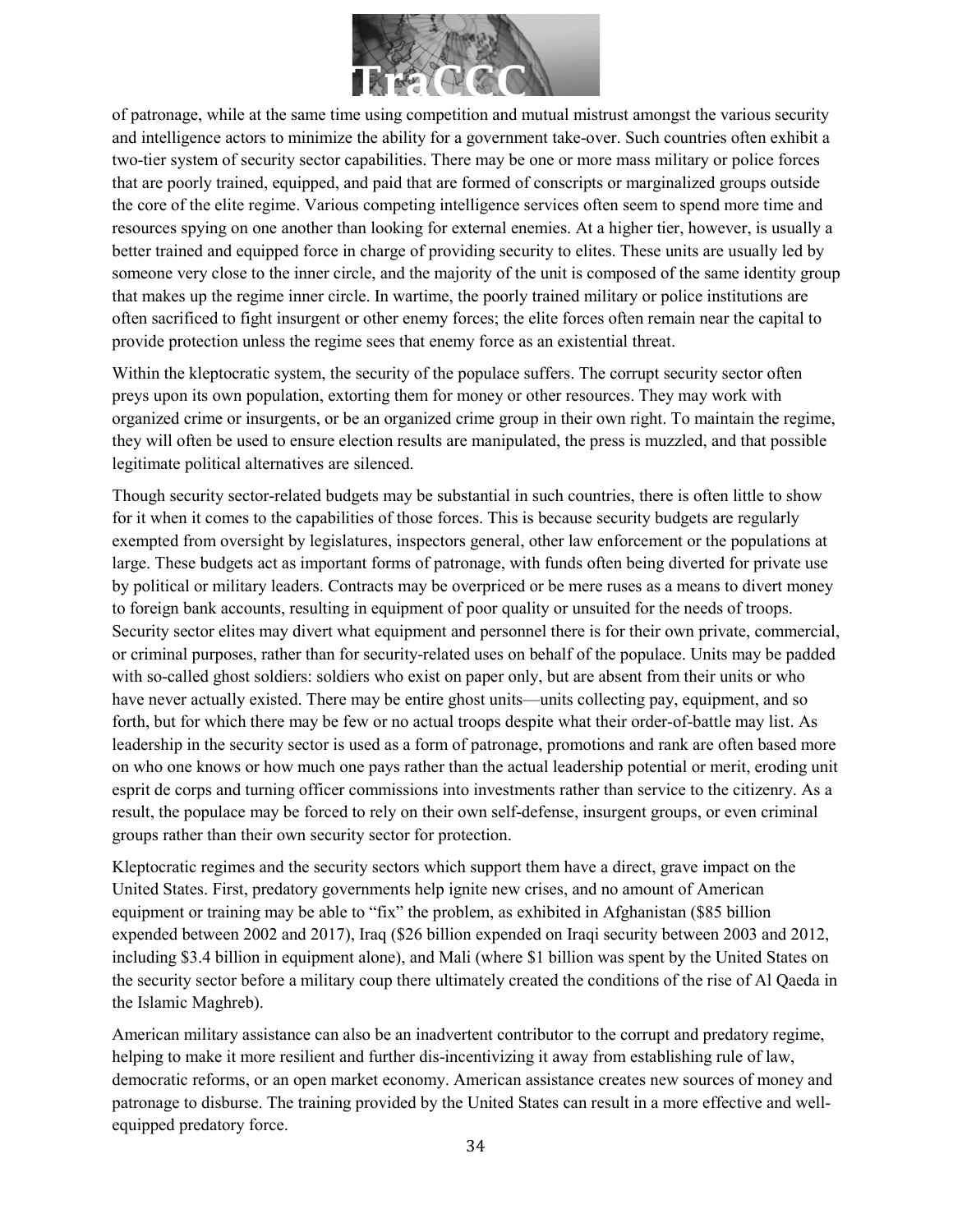of patronage, while at the same time using competition and mutual mistrust amongst the various security and intelligence actors to minimize the ability for a government take-over. Such countries often exhibit a two-tier system of security sector capabilities. There may be one or more mass military or police forces that are poorly trained, equipped, and paid that are formed of conscripts or marginalized groups outside the core of the elite regime. Various competing intelligence services often seem to spend more time and resources spying on one another than looking for external enemies. At a higher tier, however, is usually a better trained and equipped force in charge of providing security to elites. These units are usually led by someone very close to the inner circle, and the majority of the unit is composed of the same identity group that makes up the regime inner circle. In wartime, the poorly trained military or police institutions are often sacrificed to fight insurgent or other enemy forces; the elite forces often remain near the capital to provide protection unless the regime sees that enemy force as an existential threat.

Within the kleptocratic system, the security of the populace suffers. The corrupt security sector often preys upon its own population, extorting them for money or other resources. They may work with organized crime or insurgents, or be an organized crime group in their own right. To maintain the regime, they will often be used to ensure election results are manipulated, the press is muzzled, and that possible legitimate political alternatives are silenced.

Though security sector-related budgets may be substantial in such countries, there is often little to show for it when it comes to the capabilities of those forces. This is because security budgets are regularly exempted from oversight by legislatures, inspectors general, other law enforcement or the populations at large. These budgets act as important forms of patronage, with funds often being diverted for private use by political or military leaders. Contracts may be overpriced or be mere ruses as a means to divert money to foreign bank accounts, resulting in equipment of poor quality or unsuited for the needs of troops. Security sector elites may divert what equipment and personnel there is for their own private, commercial, or criminal purposes, rather than for security-related uses on behalf of the populace. Units may be padded with so-called ghost soldiers: soldiers who exist on paper only, but are absent from their units or who have never actually existed. There may be entire ghost units—units collecting pay, equipment, and so forth, but for which there may be few or no actual troops despite what their order-of-battle may list. As leadership in the security sector is used as a form of patronage, promotions and rank are often based more on who one knows or how much one pays rather than the actual leadership potential or merit, eroding unit esprit de corps and turning officer commissions into investments rather than service to the citizenry. As a result, the populace may be forced to rely on their own self-defense, insurgent groups, or even criminal groups rather than their own security sector for protection.

Kleptocratic regimes and the security sectors which support them have a direct, grave impact on the United States. First, predatory governments help ignite new crises, and no amount of American equipment or training may be able to "fix" the problem, as exhibited in Afghanistan ($85 billion expended between 2002 and 2017), Iraq ($26 billion expended on Iraqi security between 2003 and 2012, including $3.4 billion in equipment alone), and Mali (where $1 billion was spent by the United States on the security sector before a military coup there ultimately created the conditions of the rise of Al Qaeda in the Islamic Maghreb).

American military assistance can also be an inadvertent contributor to the corrupt and predatory regime, helping to make it more resilient and further dis-incentivizing it away from establishing rule of law, democratic reforms, or an open market economy. American assistance creates new sources of money and patronage to disburse. The training provided by the United States can result in a more effective and well-equipped predatory force.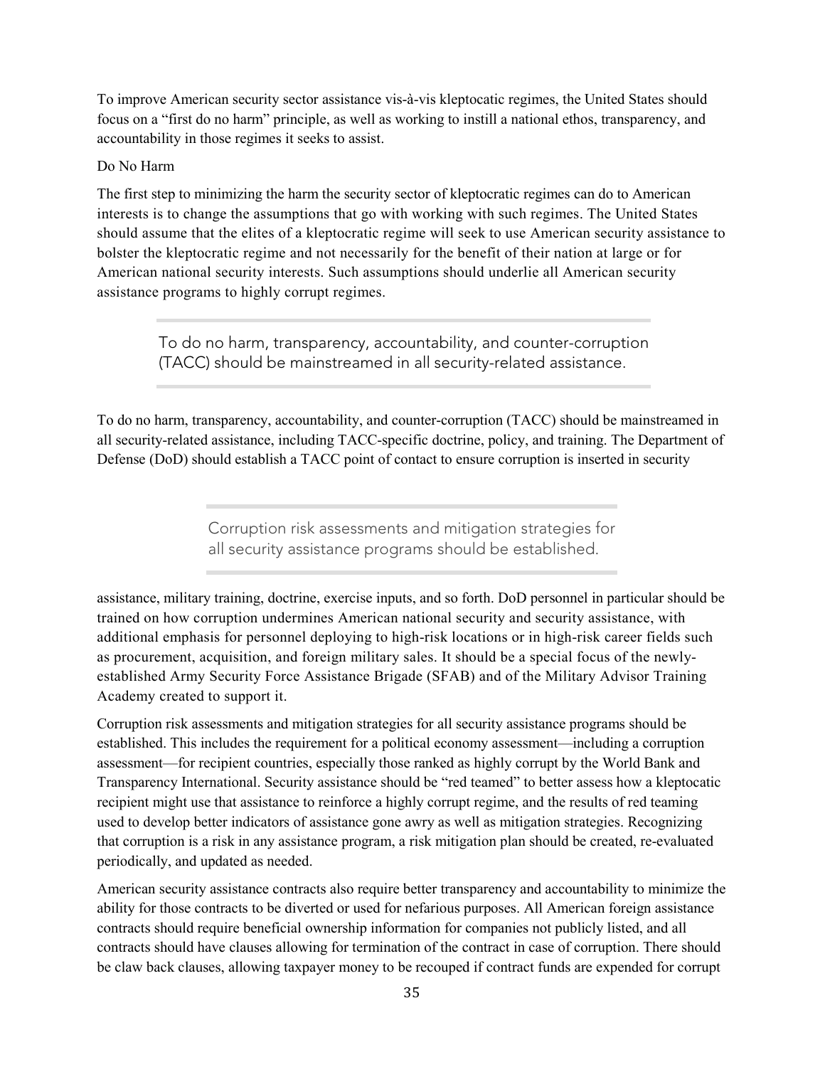To improve American security sector assistance vis-à-vis kleptocatic regimes, the United States should focus on a "first do no harm" principle, as well as working to instill a national ethos, transparency, and accountability in those regimes it seeks to assist.

Do No Harm

The first step to minimizing the harm the security sector of kleptocratic regimes can do to American interests is to change the assumptions that go with working with such regimes. The United States should assume that the elites of a kleptocratic regime will seek to use American security assistance to bolster the kleptocratic regime and not necessarily for the benefit of their nation at large or for American national security interests. Such assumptions should underlie all American security assistance programs to highly corrupt regimes.

> To do no harm, transparency, accountability, and counter-corruption (TACC) should be mainstreamed in all security-related assistance.

To do no harm, transparency, accountability, and counter-corruption (TACC) should be mainstreamed in all security-related assistance, including TACC-specific doctrine, policy, and training. The Department of Defense (DoD) should establish a TACC point of contact to ensure corruption is inserted in security assistance, military training, doctrine, exercise inputs, and so forth. DoD personnel in particular should be trained on how corruption undermines American national security and security assistance, with additional emphasis for personnel deploying to high-risk locations or in high-risk career fields such as procurement, acquisition, and foreign military sales. It should be a special focus of the newly-established Army Security Force Assistance Brigade (SFAB) and of the Military Advisor Training Academy created to support it.

> Corruption risk assessments and mitigation strategies for all security assistance programs should be established.

Corruption risk assessments and mitigation strategies for all security assistance programs should be established. This includes the requirement for a political economy assessment—including a corruption assessment—for recipient countries, especially those ranked as highly corrupt by the World Bank and Transparency International. Security assistance should be "red teamed" to better assess how a kleptocatic recipient might use that assistance to reinforce a highly corrupt regime, and the results of red teaming used to develop better indicators of assistance gone awry as well as mitigation strategies. Recognizing that corruption is a risk in any assistance program, a risk mitigation plan should be created, re-evaluated periodically, and updated as needed.

American security assistance contracts also require better transparency and accountability to minimize the ability for those contracts to be diverted or used for nefarious purposes. All American foreign assistance contracts should require beneficial ownership information for companies not publicly listed, and all contracts should have clauses allowing for termination of the contract in case of corruption. There should be claw back clauses, allowing taxpayer money to be recouped if contract funds are expended for corrupt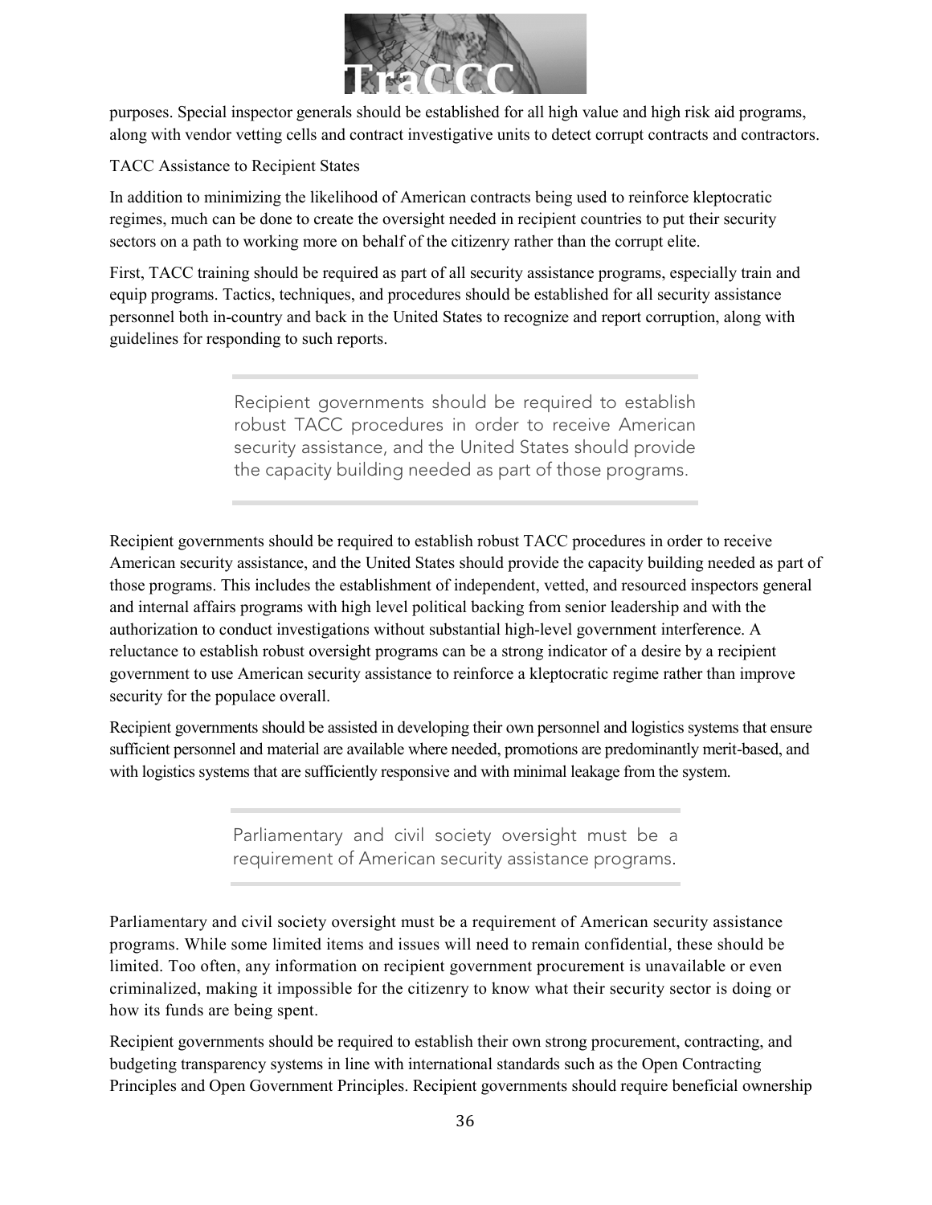purposes. Special inspector generals should be established for all high value and high risk aid programs, along with vendor vetting cells and contract investigative units to detect corrupt contracts and contractors.

### TACC Assistance to Recipient States

In addition to minimizing the likelihood of American contracts being used to reinforce kleptocratic regimes, much can be done to create the oversight needed in recipient countries to put their security sectors on a path to working more on behalf of the citizenry rather than the corrupt elite.

First, TACC training should be required as part of all security assistance programs, especially train and equip programs. Tactics, techniques, and procedures should be established for all security assistance personnel both in-country and back in the United States to recognize and report corruption, along with guidelines for responding to such reports.

> Recipient governments should be required to establish robust TACC procedures in order to receive American security assistance, and the United States should provide the capacity building needed as part of those programs.

Recipient governments should be required to establish robust TACC procedures in order to receive American security assistance, and the United States should provide the capacity building needed as part of those programs. This includes the establishment of independent, vetted, and resourced inspectors general and internal affairs programs with high level political backing from senior leadership and with the authorization to conduct investigations without substantial high-level government interference. A reluctance to establish robust oversight programs can be a strong indicator of a desire by a recipient government to use American security assistance to reinforce a kleptocratic regime rather than improve security for the populace overall.

Recipient governments should be assisted in developing their own personnel and logistics systems that ensure sufficient personnel and material are available where needed, promotions are predominantly merit-based, and with logistics systems that are sufficiently responsive and with minimal leakage from the system.

> Parliamentary and civil society oversight must be a requirement of American security assistance programs.

Parliamentary and civil society oversight must be a requirement of American security assistance programs. While some limited items and issues will need to remain confidential, these should be limited. Too often, any information on recipient government procurement is unavailable or even criminalized, making it impossible for the citizenry to know what their security sector is doing or how its funds are being spent.

Recipient governments should be required to establish their own strong procurement, contracting, and budgeting transparency systems in line with international standards such as the Open Contracting Principles and Open Government Principles. Recipient governments should require beneficial ownership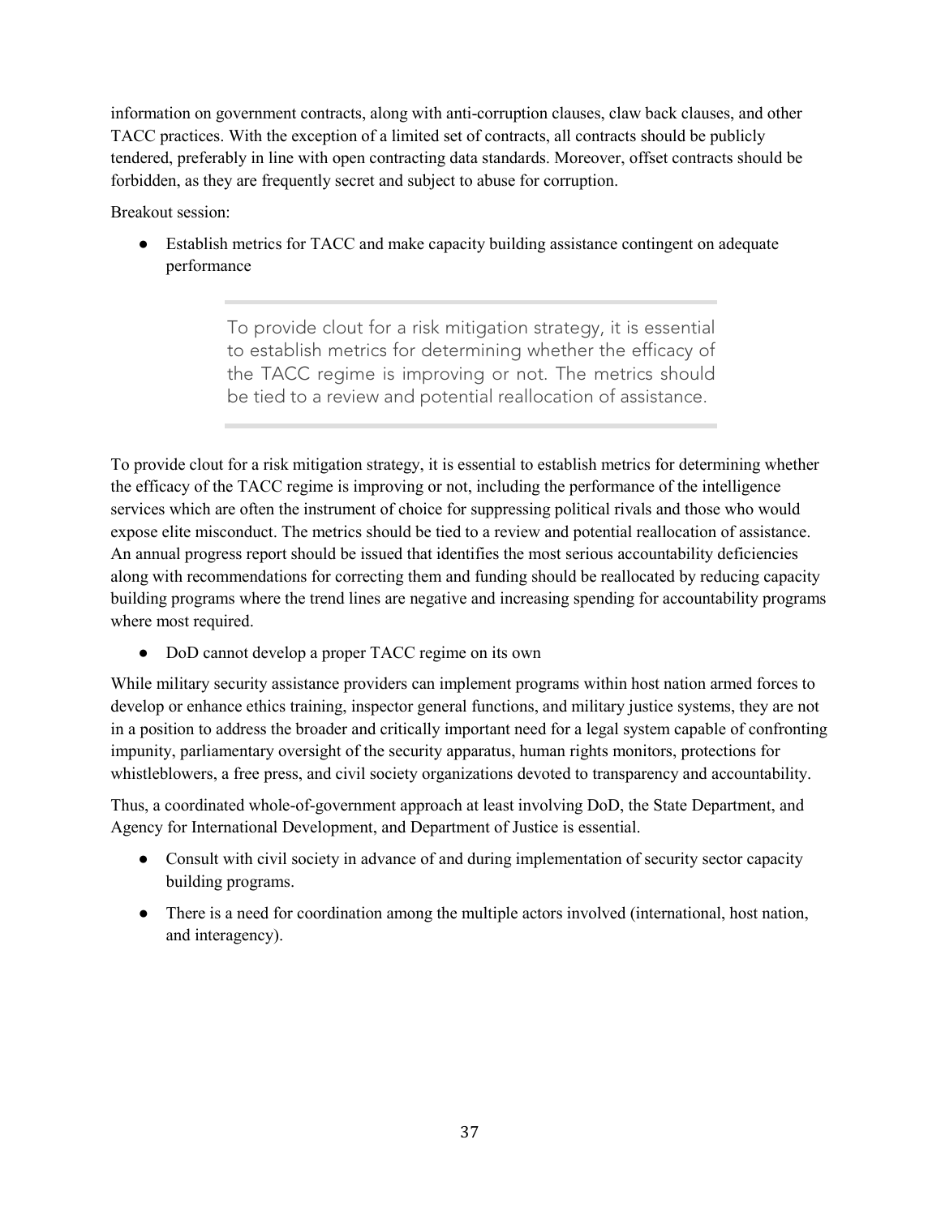information on government contracts, along with anti-corruption clauses, claw back clauses, and other TACC practices. With the exception of a limited set of contracts, all contracts should be publicly tendered, preferably in line with open contracting data standards. Moreover, offset contracts should be forbidden, as they are frequently secret and subject to abuse for corruption.

Breakout session:

- Establish metrics for TACC and make capacity building assistance contingent on adequate performance

> To provide clout for a risk mitigation strategy, it is essential to establish metrics for determining whether the efficacy of the TACC regime is improving or not. The metrics should be tied to a review and potential reallocation of assistance.

To provide clout for a risk mitigation strategy, it is essential to establish metrics for determining whether the efficacy of the TACC regime is improving or not, including the performance of the intelligence services which are often the instrument of choice for suppressing political rivals and those who would expose elite misconduct. The metrics should be tied to a review and potential reallocation of assistance. An annual progress report should be issued that identifies the most serious accountability deficiencies along with recommendations for correcting them and funding should be reallocated by reducing capacity building programs where the trend lines are negative and increasing spending for accountability programs where most required.

- DoD cannot develop a proper TACC regime on its own

While military security assistance providers can implement programs within host nation armed forces to develop or enhance ethics training, inspector general functions, and military justice systems, they are not in a position to address the broader and critically important need for a legal system capable of confronting impunity, parliamentary oversight of the security apparatus, human rights monitors, protections for whistleblowers, a free press, and civil society organizations devoted to transparency and accountability.

Thus, a coordinated whole-of-government approach at least involving DoD, the State Department, and Agency for International Development, and Department of Justice is essential.

- Consult with civil society in advance of and during implementation of security sector capacity building programs.
- There is a need for coordination among the multiple actors involved (international, host nation, and interagency).